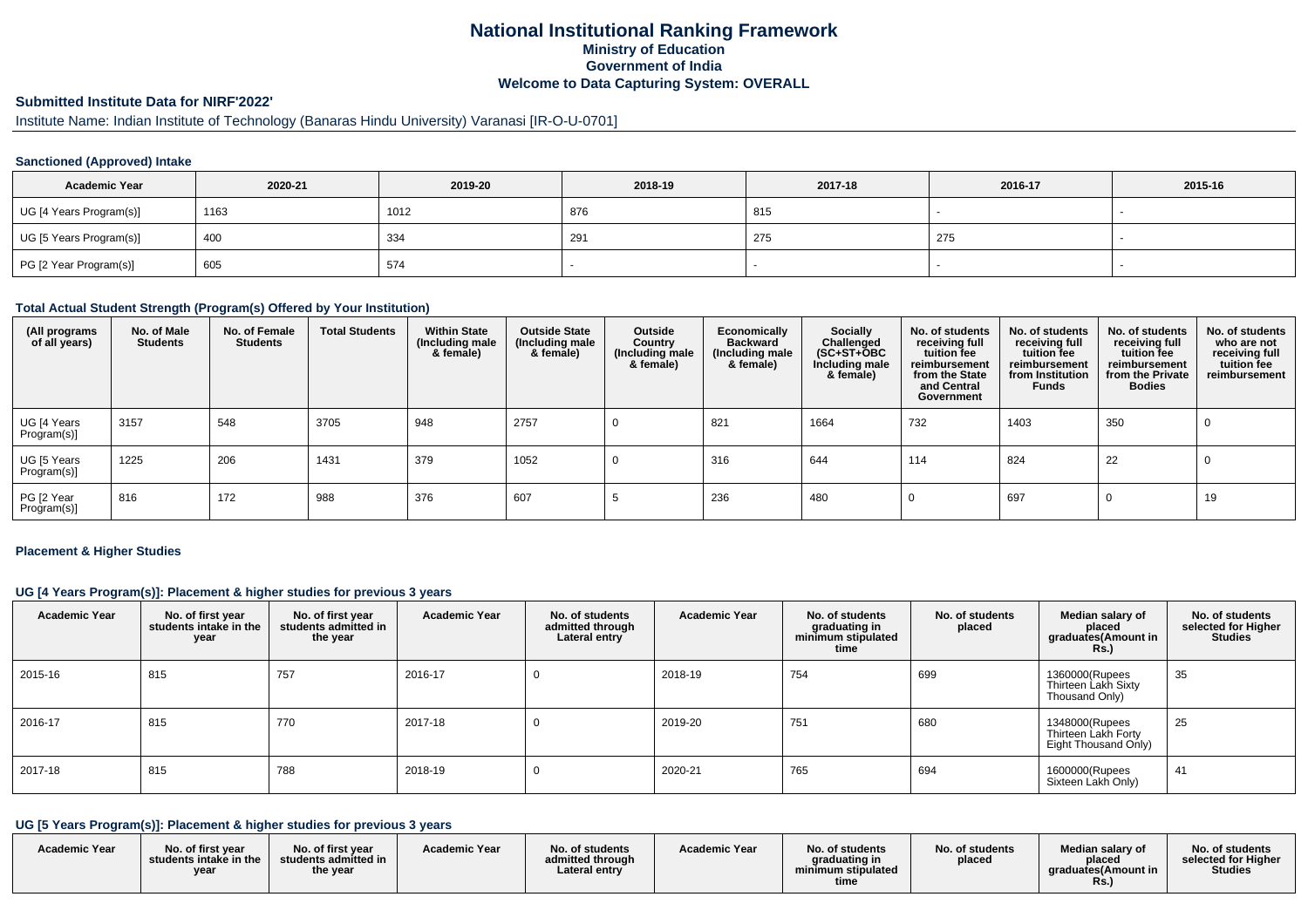# National Institutional Ranking Framework
## Ministry of Education
## Government of India
## Welcome to Data Capturing System: OVERALL

### Submitted Institute Data for NIRF'2022'

Institute Name: Indian Institute of Technology (Banaras Hindu University) Varanasi [IR-O-U-0701]

#### Sanctioned (Approved) Intake

| Academic Year | 2020-21 | 2019-20 | 2018-19 | 2017-18 | 2016-17 | 2015-16 |
|---|---|---|---|---|---|---|
| UG [4 Years Program(s)] | 1163 | 1012 | 876 | 815 | - | - |
| UG [5 Years Program(s)] | 400 | 334 | 291 | 275 | 275 | - |
| PG [2 Year Program(s)] | 605 | 574 | - | - | - | - |

#### Total Actual Student Strength (Program(s) Offered by Your Institution)

| (All programs of all years) | No. of Male Students | No. of Female Students | Total Students | Within State (Including male & female) | Outside State (Including male & female) | Outside Country (Including male & female) | Economically Backward (Including male & female) | Socially Challenged (SC+ST+OBC Including male & female) | No. of students receiving full tuition fee reimbursement from the State and Central Government | No. of students receiving full tuition fee reimbursement from Institution Funds | No. of students receiving full tuition fee reimbursement from the Private Bodies | No. of students who are not receiving full tuition fee reimbursement |
|---|---|---|---|---|---|---|---|---|---|---|---|---|
| UG [4 Years Program(s)] | 3157 | 548 | 3705 | 948 | 2757 | 0 | 821 | 1664 | 732 | 1403 | 350 | 0 |
| UG [5 Years Program(s)] | 1225 | 206 | 1431 | 379 | 1052 | 0 | 316 | 644 | 114 | 824 | 22 | 0 |
| PG [2 Year Program(s)] | 816 | 172 | 988 | 376 | 607 | 5 | 236 | 480 | 0 | 697 | 0 | 19 |

#### Placement & Higher Studies

#### UG [4 Years Program(s)]: Placement & higher studies for previous 3 years

| Academic Year | No. of first year students intake in the year | No. of first year students admitted in the year | Academic Year | No. of students admitted through Lateral entry | Academic Year | No. of students graduating in minimum stipulated time | No. of students placed | Median salary of placed graduates(Amount in Rs.) | No. of students selected for Higher Studies |
|---|---|---|---|---|---|---|---|---|---|
| 2015-16 | 815 | 757 | 2016-17 | 0 | 2018-19 | 754 | 699 | 1360000(Rupees Thirteen Lakh Sixty Thousand Only) | 35 |
| 2016-17 | 815 | 770 | 2017-18 | 0 | 2019-20 | 751 | 680 | 1348000(Rupees Thirteen Lakh Forty Eight Thousand Only) | 25 |
| 2017-18 | 815 | 788 | 2018-19 | 0 | 2020-21 | 765 | 694 | 1600000(Rupees Sixteen Lakh Only) | 41 |

#### UG [5 Years Program(s)]: Placement & higher studies for previous 3 years

| Academic Year | No. of first year students intake in the year | No. of first year students admitted in the year | Academic Year | No. of students admitted through Lateral entry | Academic Year | No. of students graduating in minimum stipulated time | No. of students placed | Median salary of placed graduates(Amount in Rs.) | No. of students selected for Higher Studies |
|---|---|---|---|---|---|---|---|---|---|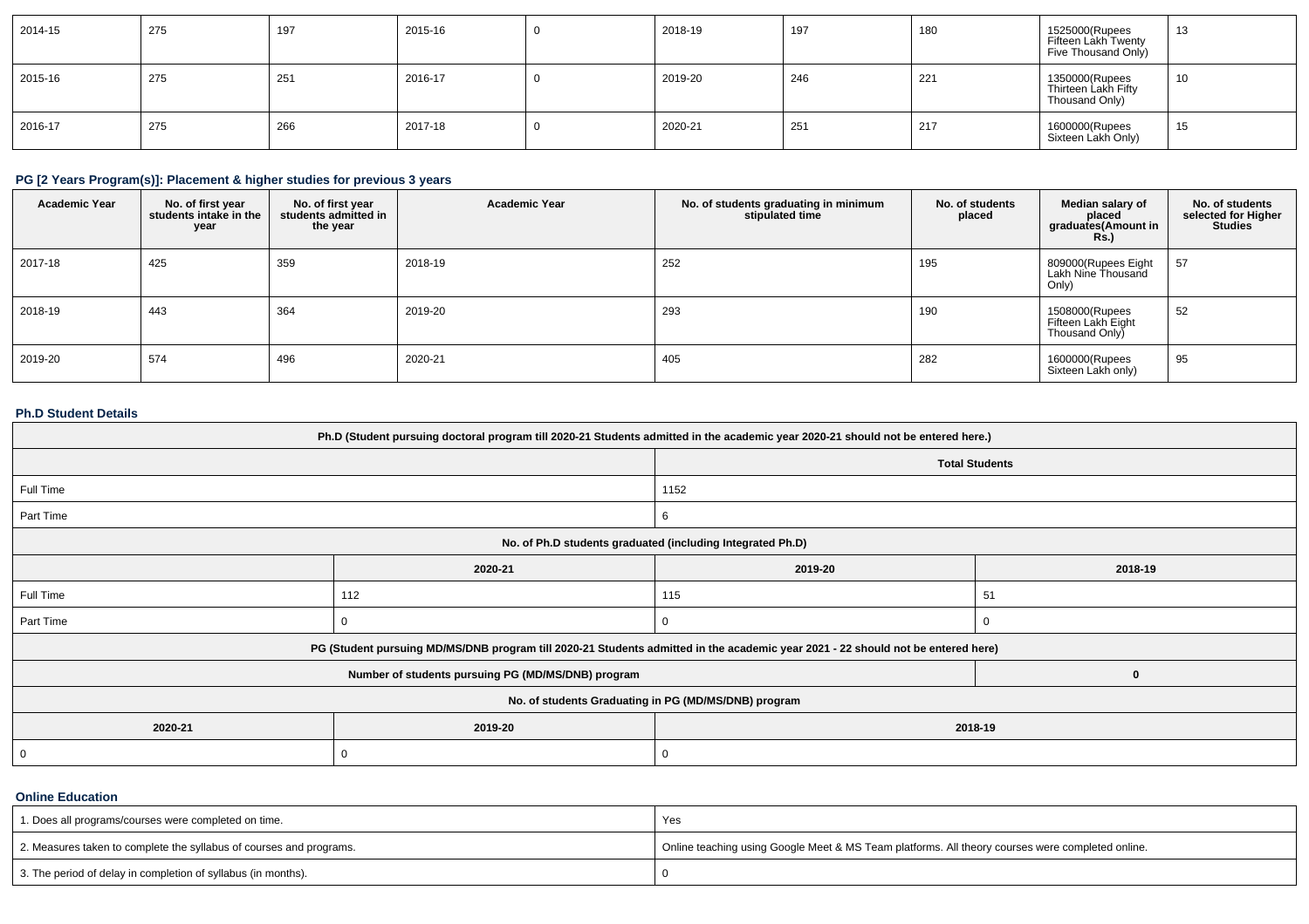| 2014-15 | 275 | 197 | 2015-16 | 0 | 2018-19 | 197 | 180 | 1525000(Rupees Fifteen Lakh Twenty Five Thousand Only) | 13 |
|---|---|---|---|---|---|---|---|---|---|
| 2015-16 | 275 | 251 | 2016-17 | 0 | 2019-20 | 246 | 221 | 1350000(Rupees Thirteen Lakh Fifty Thousand Only) | 10 |
| 2016-17 | 275 | 266 | 2017-18 | 0 | 2020-21 | 251 | 217 | 1600000(Rupees Sixteen Lakh Only) | 15 |

### PG [2 Years Program(s)]: Placement & higher studies for previous 3 years

| Academic Year | No. of first year students intake in the year | No. of first year students admitted in the year | Academic Year | No. of students graduating in minimum stipulated time | No. of students placed | Median salary of placed graduates(Amount in Rs.) | No. of students selected for Higher Studies |
|---|---|---|---|---|---|---|---|
| 2017-18 | 425 | 359 | 2018-19 | 252 | 195 | 809000(Rupees Eight Lakh Nine Thousand Only) | 57 |
| 2018-19 | 443 | 364 | 2019-20 | 293 | 190 | 1508000(Rupees Fifteen Lakh Eight Thousand Only) | 52 |
| 2019-20 | 574 | 496 | 2020-21 | 405 | 282 | 1600000(Rupees Sixteen Lakh only) | 95 |

### Ph.D Student Details

| Ph.D (Student pursuing doctoral program till 2020-21 Students admitted in the academic year 2020-21 should not be entered here.) | | | |
|---|---|---|---|
| | | Total Students | |
| Full Time | | 1152 | |
| Part Time | | 6 | |
| No. of Ph.D students graduated (including Integrated Ph.D) | | | |
| | 2020-21 | 2019-20 | 2018-19 |
| Full Time | 112 | 115 | 51 |
| Part Time | 0 | 0 | 0 |
| PG (Student pursuing MD/MS/DNB program till 2020-21 Students admitted in the academic year 2021 - 22 should not be entered here) | | | |
| Number of students pursuing PG (MD/MS/DNB) program | | | 0 |
| No. of students Graduating in PG (MD/MS/DNB) program | | | |
| 2020-21 | 2019-20 | 2018-19 | |
| 0 | 0 | 0 | |

### Online Education

| | |
|---|---|
| 1. Does all programs/courses were completed on time. | Yes |
| 2. Measures taken to complete the syllabus of courses and programs. | Online teaching using Google Meet & MS Team platforms. All theory courses were completed online. |
| 3. The period of delay in completion of syllabus (in months). | 0 |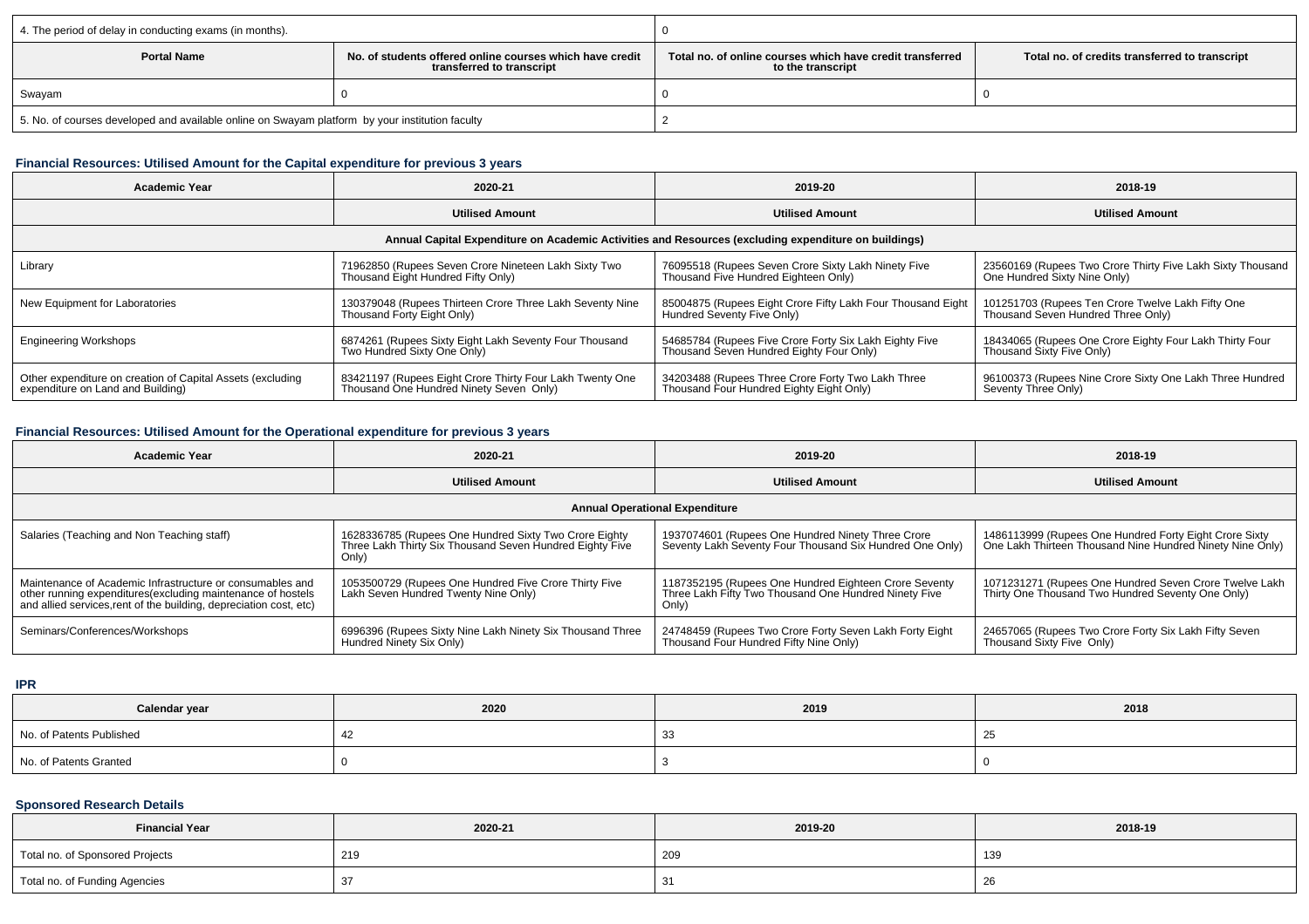| 4. The period of delay in conducting exams (in months). | | 0 | |
|---|---|---|---|
| **Portal Name** | **No. of students offered online courses which have credit transferred to transcript** | **Total no. of online courses which have credit transferred to the transcript** | **Total no. of credits transferred to transcript** |
| Swayam | 0 | 0 | 0 |
| 5. No. of courses developed and available online on Swayam platform by your institution faculty | | 2 | |

### Financial Resources: Utilised Amount for the Capital expenditure for previous 3 years

| Academic Year | 2020-21 | 2019-20 | 2018-19 |
|---|---|---|---|
| | **Utilised Amount** | **Utilised Amount** | **Utilised Amount** |
| **Annual Capital Expenditure on Academic Activities and Resources (excluding expenditure on buildings)** | | | |
| Library | 71962850 (Rupees Seven Crore Nineteen Lakh Sixty Two Thousand Eight Hundred Fifty Only) | 76095518 (Rupees Seven Crore Sixty Lakh Ninety Five Thousand Five Hundred Eighteen Only) | 23560169 (Rupees Two Crore Thirty Five Lakh Sixty Thousand One Hundred Sixty Nine Only) |
| New Equipment for Laboratories | 130379048 (Rupees Thirteen Crore Three Lakh Seventy Nine Thousand Forty Eight Only) | 85004875 (Rupees Eight Crore Fifty Lakh Four Thousand Eight Hundred Seventy Five Only) | 101251703 (Rupees Ten Crore Twelve Lakh Fifty One Thousand Seven Hundred Three Only) |
| Engineering Workshops | 6874261 (Rupees Sixty Eight Lakh Seventy Four Thousand Two Hundred Sixty One Only) | 54685784 (Rupees Five Crore Forty Six Lakh Eighty Five Thousand Seven Hundred Eighty Four Only) | 18434065 (Rupees One Crore Eighty Four Lakh Thirty Four Thousand Sixty Five Only) |
| Other expenditure on creation of Capital Assets (excluding expenditure on Land and Building) | 83421197 (Rupees Eight Crore Thirty Four Lakh Twenty One Thousand One Hundred Ninety Seven Only) | 34203488 (Rupees Three Crore Forty Two Lakh Three Thousand Four Hundred Eighty Eight Only) | 96100373 (Rupees Nine Crore Sixty One Lakh Three Hundred Seventy Three Only) |

### Financial Resources: Utilised Amount for the Operational expenditure for previous 3 years

| Academic Year | 2020-21 | 2019-20 | 2018-19 |
|---|---|---|---|
| | **Utilised Amount** | **Utilised Amount** | **Utilised Amount** |
| **Annual Operational Expenditure** | | | |
| Salaries (Teaching and Non Teaching staff) | 1628336785 (Rupees One Hundred Sixty Two Crore Eighty Three Lakh Thirty Six Thousand Seven Hundred Eighty Five Only) | 1937074601 (Rupees One Hundred Ninety Three Crore Seventy Lakh Seventy Four Thousand Six Hundred One Only) | 1486113999 (Rupees One Hundred Forty Eight Crore Sixty One Lakh Thirteen Thousand Nine Hundred Ninety Nine Only) |
| Maintenance of Academic Infrastructure or consumables and other running expenditures(excluding maintenance of hostels and allied services,rent of the building, depreciation cost, etc) | 1053500729 (Rupees One Hundred Five Crore Thirty Five Lakh Seven Hundred Twenty Nine Only) | 1187352195 (Rupees One Hundred Eighteen Crore Seventy Three Lakh Fifty Two Thousand One Hundred Ninety Five Only) | 1071231271 (Rupees One Hundred Seven Crore Twelve Lakh Thirty One Thousand Two Hundred Seventy One Only) |
| Seminars/Conferences/Workshops | 6996396 (Rupees Sixty Nine Lakh Ninety Six Thousand Three Hundred Ninety Six Only) | 24748459 (Rupees Two Crore Forty Seven Lakh Forty Eight Thousand Four Hundred Fifty Nine Only) | 24657065 (Rupees Two Crore Forty Six Lakh Fifty Seven Thousand Sixty Five Only) |

### IPR

| Calendar year | 2020 | 2019 | 2018 |
|---|---|---|---|
| No. of Patents Published | 42 | 33 | 25 |
| No. of Patents Granted | 0 | 3 | 0 |

### Sponsored Research Details

| Financial Year | 2020-21 | 2019-20 | 2018-19 |
|---|---|---|---|
| Total no. of Sponsored Projects | 219 | 209 | 139 |
| Total no. of Funding Agencies | 37 | 31 | 26 |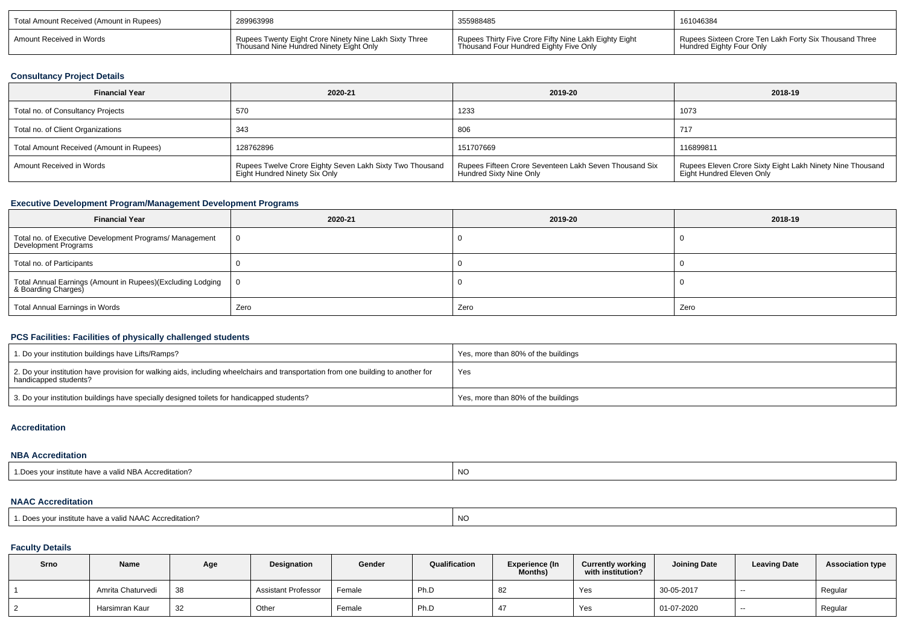| Total Amount Received (Amount in Rupees) | 289963998 | 355988485 | 161046384 |
|---|---|---|---|
| Amount Received in Words | Rupees Twenty Eight Crore Ninety Nine Lakh Sixty Three Thousand Nine Hundred Ninety Eight Only | Rupees Thirty Five Crore Fifty Nine Lakh Eighty Eight Thousand Four Hundred Eighty Five Only | Rupees Sixteen Crore Ten Lakh Forty Six Thousand Three Hundred Eighty Four Only |

### Consultancy Project Details

| Financial Year | 2020-21 | 2019-20 | 2018-19 |
|---|---|---|---|
| Total no. of Consultancy Projects | 570 | 1233 | 1073 |
| Total no. of Client Organizations | 343 | 806 | 717 |
| Total Amount Received (Amount in Rupees) | 128762896 | 151707669 | 116899811 |
| Amount Received in Words | Rupees Twelve Crore Eighty Seven Lakh Sixty Two Thousand Eight Hundred Ninety Six Only | Rupees Fifteen Crore Seventeen Lakh Seven Thousand Six Hundred Sixty Nine Only | Rupees Eleven Crore Sixty Eight Lakh Ninety Nine Thousand Eight Hundred Eleven Only |

### Executive Development Program/Management Development Programs

| Financial Year | 2020-21 | 2019-20 | 2018-19 |
|---|---|---|---|
| Total no. of Executive Development Programs/ Management Development Programs | 0 | 0 | 0 |
| Total no. of Participants | 0 | 0 | 0 |
| Total Annual Earnings (Amount in Rupees)(Excluding Lodging & Boarding Charges) | 0 | 0 | 0 |
| Total Annual Earnings in Words | Zero | Zero | Zero |

### PCS Facilities: Facilities of physically challenged students

| | |
|---|---|
| 1. Do your institution buildings have Lifts/Ramps? | Yes, more than 80% of the buildings |
| 2. Do your institution have provision for walking aids, including wheelchairs and transportation from one building to another for handicapped students? | Yes |
| 3. Do your institution buildings have specially designed toilets for handicapped students? | Yes, more than 80% of the buildings |

### Accreditation

### NBA Accreditation

| | |
|---|---|
| 1.Does your institute have a valid NBA Accreditation? | NO |

### NAAC Accreditation

| | |
|---|---|
| 1. Does your institute have a valid NAAC Accreditation? | NO |

### Faculty Details

| Srno | Name | Age | Designation | Gender | Qualification | Experience (In Months) | Currently working with institution? | Joining Date | Leaving Date | Association type |
|---|---|---|---|---|---|---|---|---|---|---|
| 1 | Amrita Chaturvedi | 38 | Assistant Professor | Female | Ph.D | 82 | Yes | 30-05-2017 | -- | Regular |
| 2 | Harsimran Kaur | 32 | Other | Female | Ph.D | 47 | Yes | 01-07-2020 | -- | Regular |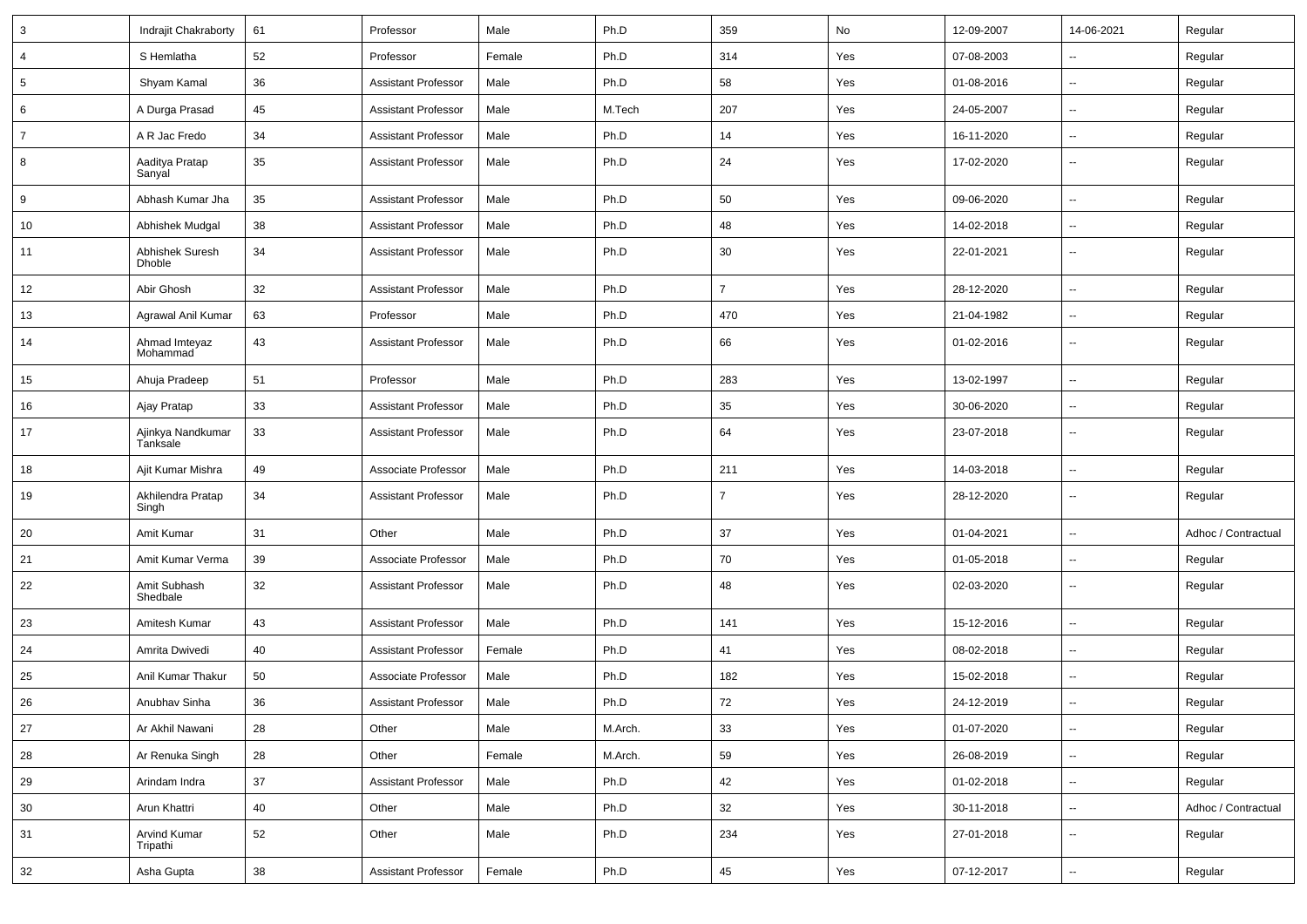| 3 | Indrajit Chakraborty | 61 | Professor | Male | Ph.D | 359 | No | 12-09-2007 | 14-06-2021 | Regular |
|---|---|---|---|---|---|---|---|---|---|---|
| 4 | S Hemlatha | 52 | Professor | Female | Ph.D | 314 | Yes | 07-08-2003 | -- | Regular |
| 5 | Shyam Kamal | 36 | Assistant Professor | Male | Ph.D | 58 | Yes | 01-08-2016 | -- | Regular |
| 6 | A Durga Prasad | 45 | Assistant Professor | Male | M.Tech | 207 | Yes | 24-05-2007 | -- | Regular |
| 7 | A R Jac Fredo | 34 | Assistant Professor | Male | Ph.D | 14 | Yes | 16-11-2020 | -- | Regular |
| 8 | Aaditya Pratap Sanyal | 35 | Assistant Professor | Male | Ph.D | 24 | Yes | 17-02-2020 | -- | Regular |
| 9 | Abhash Kumar Jha | 35 | Assistant Professor | Male | Ph.D | 50 | Yes | 09-06-2020 | -- | Regular |
| 10 | Abhishek Mudgal | 38 | Assistant Professor | Male | Ph.D | 48 | Yes | 14-02-2018 | -- | Regular |
| 11 | Abhishek Suresh Dhoble | 34 | Assistant Professor | Male | Ph.D | 30 | Yes | 22-01-2021 | -- | Regular |
| 12 | Abir Ghosh | 32 | Assistant Professor | Male | Ph.D | 7 | Yes | 28-12-2020 | -- | Regular |
| 13 | Agrawal Anil Kumar | 63 | Professor | Male | Ph.D | 470 | Yes | 21-04-1982 | -- | Regular |
| 14 | Ahmad Imteyaz Mohammad | 43 | Assistant Professor | Male | Ph.D | 66 | Yes | 01-02-2016 | -- | Regular |
| 15 | Ahuja Pradeep | 51 | Professor | Male | Ph.D | 283 | Yes | 13-02-1997 | -- | Regular |
| 16 | Ajay Pratap | 33 | Assistant Professor | Male | Ph.D | 35 | Yes | 30-06-2020 | -- | Regular |
| 17 | Ajinkya Nandkumar Tanksale | 33 | Assistant Professor | Male | Ph.D | 64 | Yes | 23-07-2018 | -- | Regular |
| 18 | Ajit Kumar Mishra | 49 | Associate Professor | Male | Ph.D | 211 | Yes | 14-03-2018 | -- | Regular |
| 19 | Akhilendra Pratap Singh | 34 | Assistant Professor | Male | Ph.D | 7 | Yes | 28-12-2020 | -- | Regular |
| 20 | Amit Kumar | 31 | Other | Male | Ph.D | 37 | Yes | 01-04-2021 | -- | Adhoc / Contractual |
| 21 | Amit Kumar Verma | 39 | Associate Professor | Male | Ph.D | 70 | Yes | 01-05-2018 | -- | Regular |
| 22 | Amit Subhash Shedbale | 32 | Assistant Professor | Male | Ph.D | 48 | Yes | 02-03-2020 | -- | Regular |
| 23 | Amitesh Kumar | 43 | Assistant Professor | Male | Ph.D | 141 | Yes | 15-12-2016 | -- | Regular |
| 24 | Amrita Dwivedi | 40 | Assistant Professor | Female | Ph.D | 41 | Yes | 08-02-2018 | -- | Regular |
| 25 | Anil Kumar Thakur | 50 | Associate Professor | Male | Ph.D | 182 | Yes | 15-02-2018 | -- | Regular |
| 26 | Anubhav Sinha | 36 | Assistant Professor | Male | Ph.D | 72 | Yes | 24-12-2019 | -- | Regular |
| 27 | Ar Akhil Nawani | 28 | Other | Male | M.Arch. | 33 | Yes | 01-07-2020 | -- | Regular |
| 28 | Ar Renuka Singh | 28 | Other | Female | M.Arch. | 59 | Yes | 26-08-2019 | -- | Regular |
| 29 | Arindam Indra | 37 | Assistant Professor | Male | Ph.D | 42 | Yes | 01-02-2018 | -- | Regular |
| 30 | Arun Khattri | 40 | Other | Male | Ph.D | 32 | Yes | 30-11-2018 | -- | Adhoc / Contractual |
| 31 | Arvind Kumar Tripathi | 52 | Other | Male | Ph.D | 234 | Yes | 27-01-2018 | -- | Regular |
| 32 | Asha Gupta | 38 | Assistant Professor | Female | Ph.D | 45 | Yes | 07-12-2017 | -- | Regular |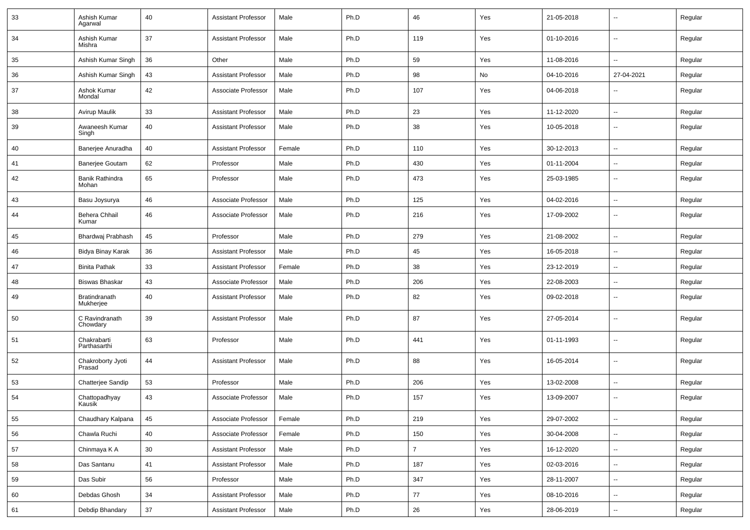| 33 | Ashish Kumar Agarwal | 40 | Assistant Professor | Male | Ph.D | 46 | Yes | 21-05-2018 | -- | Regular |
|---|---|---|---|---|---|---|---|---|---|---|
| 34 | Ashish Kumar Mishra | 37 | Assistant Professor | Male | Ph.D | 119 | Yes | 01-10-2016 | -- | Regular |
| 35 | Ashish Kumar Singh | 36 | Other | Male | Ph.D | 59 | Yes | 11-08-2016 | -- | Regular |
| 36 | Ashish Kumar Singh | 43 | Assistant Professor | Male | Ph.D | 98 | No | 04-10-2016 | 27-04-2021 | Regular |
| 37 | Ashok Kumar Mondal | 42 | Associate Professor | Male | Ph.D | 107 | Yes | 04-06-2018 | -- | Regular |
| 38 | Avirup Maulik | 33 | Assistant Professor | Male | Ph.D | 23 | Yes | 11-12-2020 | -- | Regular |
| 39 | Awaneesh Kumar Singh | 40 | Assistant Professor | Male | Ph.D | 38 | Yes | 10-05-2018 | -- | Regular |
| 40 | Banerjee Anuradha | 40 | Assistant Professor | Female | Ph.D | 110 | Yes | 30-12-2013 | -- | Regular |
| 41 | Banerjee Goutam | 62 | Professor | Male | Ph.D | 430 | Yes | 01-11-2004 | -- | Regular |
| 42 | Banik Rathindra Mohan | 65 | Professor | Male | Ph.D | 473 | Yes | 25-03-1985 | -- | Regular |
| 43 | Basu Joysurya | 46 | Associate Professor | Male | Ph.D | 125 | Yes | 04-02-2016 | -- | Regular |
| 44 | Behera Chhail Kumar | 46 | Associate Professor | Male | Ph.D | 216 | Yes | 17-09-2002 | -- | Regular |
| 45 | Bhardwaj Prabhash | 45 | Professor | Male | Ph.D | 279 | Yes | 21-08-2002 | -- | Regular |
| 46 | Bidya Binay Karak | 36 | Assistant Professor | Male | Ph.D | 45 | Yes | 16-05-2018 | -- | Regular |
| 47 | Binita Pathak | 33 | Assistant Professor | Female | Ph.D | 38 | Yes | 23-12-2019 | -- | Regular |
| 48 | Biswas Bhaskar | 43 | Associate Professor | Male | Ph.D | 206 | Yes | 22-08-2003 | -- | Regular |
| 49 | Bratindranath Mukherjee | 40 | Assistant Professor | Male | Ph.D | 82 | Yes | 09-02-2018 | -- | Regular |
| 50 | C Ravindranath Chowdary | 39 | Assistant Professor | Male | Ph.D | 87 | Yes | 27-05-2014 | -- | Regular |
| 51 | Chakrabarti Parthasarthi | 63 | Professor | Male | Ph.D | 441 | Yes | 01-11-1993 | -- | Regular |
| 52 | Chakroborty Jyoti Prasad | 44 | Assistant Professor | Male | Ph.D | 88 | Yes | 16-05-2014 | -- | Regular |
| 53 | Chatterjee Sandip | 53 | Professor | Male | Ph.D | 206 | Yes | 13-02-2008 | -- | Regular |
| 54 | Chattopadhyay Kausik | 43 | Associate Professor | Male | Ph.D | 157 | Yes | 13-09-2007 | -- | Regular |
| 55 | Chaudhary Kalpana | 45 | Associate Professor | Female | Ph.D | 219 | Yes | 29-07-2002 | -- | Regular |
| 56 | Chawla Ruchi | 40 | Associate Professor | Female | Ph.D | 150 | Yes | 30-04-2008 | -- | Regular |
| 57 | Chinmaya K A | 30 | Assistant Professor | Male | Ph.D | 7 | Yes | 16-12-2020 | -- | Regular |
| 58 | Das Santanu | 41 | Assistant Professor | Male | Ph.D | 187 | Yes | 02-03-2016 | -- | Regular |
| 59 | Das Subir | 56 | Professor | Male | Ph.D | 347 | Yes | 28-11-2007 | -- | Regular |
| 60 | Debdas Ghosh | 34 | Assistant Professor | Male | Ph.D | 77 | Yes | 08-10-2016 | -- | Regular |
| 61 | Debdip Bhandary | 37 | Assistant Professor | Male | Ph.D | 26 | Yes | 28-06-2019 | -- | Regular |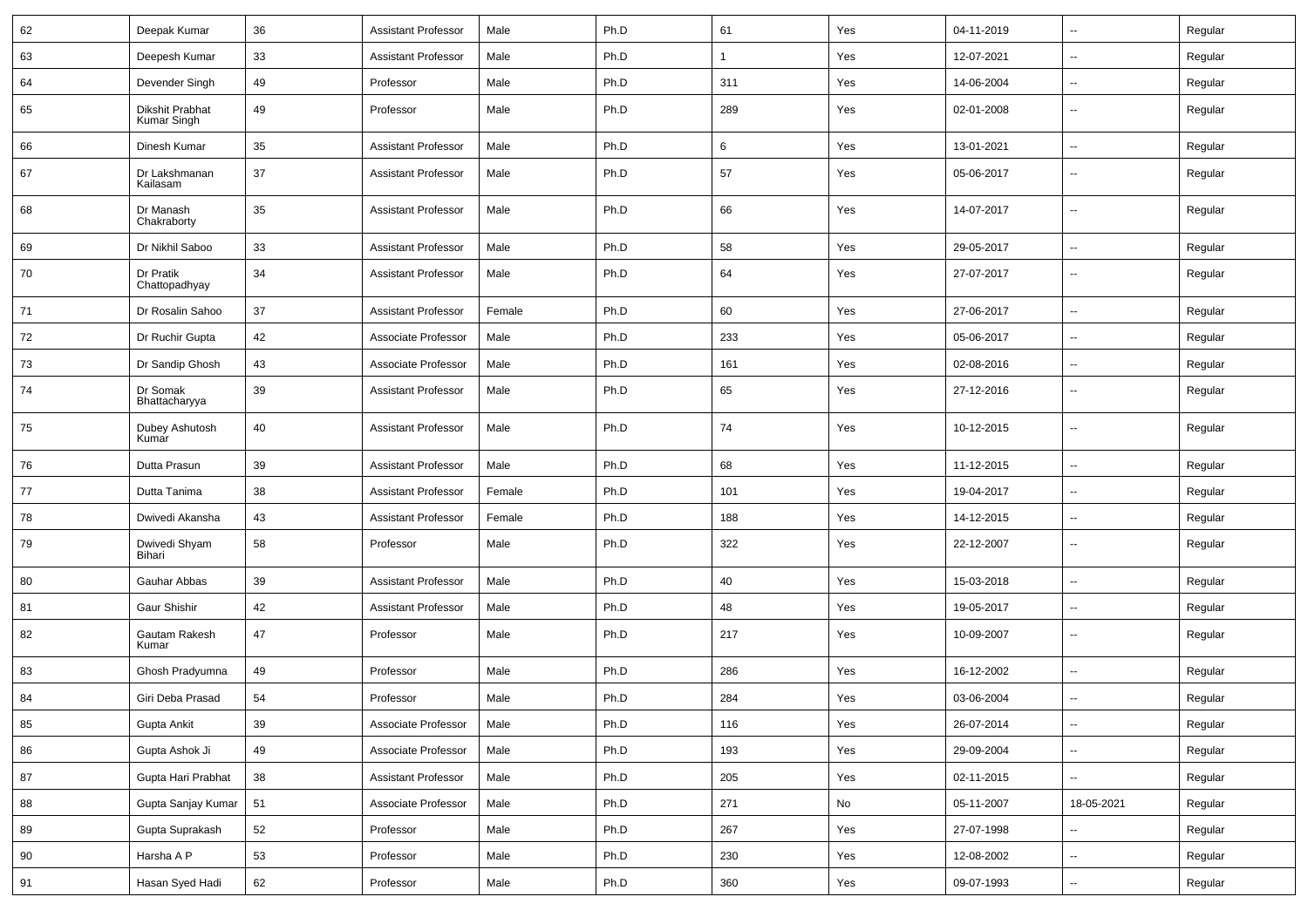| 62 | Deepak Kumar | 36 | Assistant Professor | Male | Ph.D | 61 | Yes | 04-11-2019 | -- | Regular |
|---|---|---|---|---|---|---|---|---|---|---|
| 63 | Deepesh Kumar | 33 | Assistant Professor | Male | Ph.D | 1 | Yes | 12-07-2021 | -- | Regular |
| 64 | Devender Singh | 49 | Professor | Male | Ph.D | 311 | Yes | 14-06-2004 | -- | Regular |
| 65 | Dikshit Prabhat Kumar Singh | 49 | Professor | Male | Ph.D | 289 | Yes | 02-01-2008 | -- | Regular |
| 66 | Dinesh Kumar | 35 | Assistant Professor | Male | Ph.D | 6 | Yes | 13-01-2021 | -- | Regular |
| 67 | Dr Lakshmanan Kailasam | 37 | Assistant Professor | Male | Ph.D | 57 | Yes | 05-06-2017 | -- | Regular |
| 68 | Dr Manash Chakraborty | 35 | Assistant Professor | Male | Ph.D | 66 | Yes | 14-07-2017 | -- | Regular |
| 69 | Dr Nikhil Saboo | 33 | Assistant Professor | Male | Ph.D | 58 | Yes | 29-05-2017 | -- | Regular |
| 70 | Dr Pratik Chattopadhyay | 34 | Assistant Professor | Male | Ph.D | 64 | Yes | 27-07-2017 | -- | Regular |
| 71 | Dr Rosalin Sahoo | 37 | Assistant Professor | Female | Ph.D | 60 | Yes | 27-06-2017 | -- | Regular |
| 72 | Dr Ruchir Gupta | 42 | Associate Professor | Male | Ph.D | 233 | Yes | 05-06-2017 | -- | Regular |
| 73 | Dr Sandip Ghosh | 43 | Associate Professor | Male | Ph.D | 161 | Yes | 02-08-2016 | -- | Regular |
| 74 | Dr Somak Bhattacharyya | 39 | Assistant Professor | Male | Ph.D | 65 | Yes | 27-12-2016 | -- | Regular |
| 75 | Dubey Ashutosh Kumar | 40 | Assistant Professor | Male | Ph.D | 74 | Yes | 10-12-2015 | -- | Regular |
| 76 | Dutta Prasun | 39 | Assistant Professor | Male | Ph.D | 68 | Yes | 11-12-2015 | -- | Regular |
| 77 | Dutta Tanima | 38 | Assistant Professor | Female | Ph.D | 101 | Yes | 19-04-2017 | -- | Regular |
| 78 | Dwivedi Akansha | 43 | Assistant Professor | Female | Ph.D | 188 | Yes | 14-12-2015 | -- | Regular |
| 79 | Dwivedi Shyam Bihari | 58 | Professor | Male | Ph.D | 322 | Yes | 22-12-2007 | -- | Regular |
| 80 | Gauhar Abbas | 39 | Assistant Professor | Male | Ph.D | 40 | Yes | 15-03-2018 | -- | Regular |
| 81 | Gaur Shishir | 42 | Assistant Professor | Male | Ph.D | 48 | Yes | 19-05-2017 | -- | Regular |
| 82 | Gautam Rakesh Kumar | 47 | Professor | Male | Ph.D | 217 | Yes | 10-09-2007 | -- | Regular |
| 83 | Ghosh Pradyumna | 49 | Professor | Male | Ph.D | 286 | Yes | 16-12-2002 | -- | Regular |
| 84 | Giri Deba Prasad | 54 | Professor | Male | Ph.D | 284 | Yes | 03-06-2004 | -- | Regular |
| 85 | Gupta Ankit | 39 | Associate Professor | Male | Ph.D | 116 | Yes | 26-07-2014 | -- | Regular |
| 86 | Gupta Ashok Ji | 49 | Associate Professor | Male | Ph.D | 193 | Yes | 29-09-2004 | -- | Regular |
| 87 | Gupta Hari Prabhat | 38 | Assistant Professor | Male | Ph.D | 205 | Yes | 02-11-2015 | -- | Regular |
| 88 | Gupta Sanjay Kumar | 51 | Associate Professor | Male | Ph.D | 271 | No | 05-11-2007 | 18-05-2021 | Regular |
| 89 | Gupta Suprakash | 52 | Professor | Male | Ph.D | 267 | Yes | 27-07-1998 | -- | Regular |
| 90 | Harsha A P | 53 | Professor | Male | Ph.D | 230 | Yes | 12-08-2002 | -- | Regular |
| 91 | Hasan Syed Hadi | 62 | Professor | Male | Ph.D | 360 | Yes | 09-07-1993 | -- | Regular |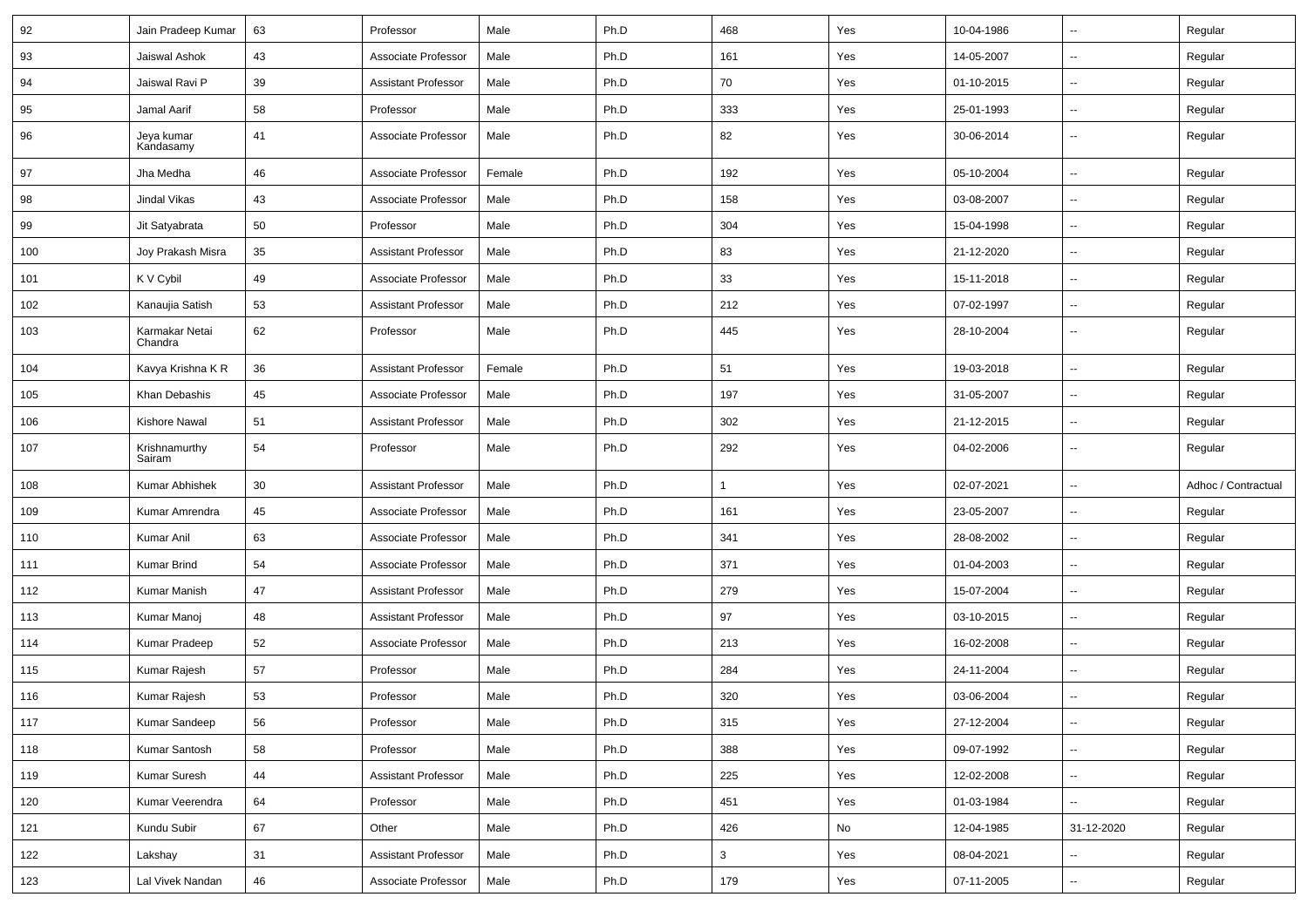| 92 | Jain Pradeep Kumar | 63 | Professor | Male | Ph.D | 468 | Yes | 10-04-1986 | -- | Regular |
|---|---|---|---|---|---|---|---|---|---|---|
| 93 | Jaiswal Ashok | 43 | Associate Professor | Male | Ph.D | 161 | Yes | 14-05-2007 | -- | Regular |
| 94 | Jaiswal Ravi P | 39 | Assistant Professor | Male | Ph.D | 70 | Yes | 01-10-2015 | -- | Regular |
| 95 | Jamal Aarif | 58 | Professor | Male | Ph.D | 333 | Yes | 25-01-1993 | -- | Regular |
| 96 | Jeya kumar Kandasamy | 41 | Associate Professor | Male | Ph.D | 82 | Yes | 30-06-2014 | -- | Regular |
| 97 | Jha Medha | 46 | Associate Professor | Female | Ph.D | 192 | Yes | 05-10-2004 | -- | Regular |
| 98 | Jindal Vikas | 43 | Associate Professor | Male | Ph.D | 158 | Yes | 03-08-2007 | -- | Regular |
| 99 | Jit Satyabrata | 50 | Professor | Male | Ph.D | 304 | Yes | 15-04-1998 | -- | Regular |
| 100 | Joy Prakash Misra | 35 | Assistant Professor | Male | Ph.D | 83 | Yes | 21-12-2020 | -- | Regular |
| 101 | K V Cybil | 49 | Associate Professor | Male | Ph.D | 33 | Yes | 15-11-2018 | -- | Regular |
| 102 | Kanaujia Satish | 53 | Assistant Professor | Male | Ph.D | 212 | Yes | 07-02-1997 | -- | Regular |
| 103 | Karmakar Netai Chandra | 62 | Professor | Male | Ph.D | 445 | Yes | 28-10-2004 | -- | Regular |
| 104 | Kavya Krishna K R | 36 | Assistant Professor | Female | Ph.D | 51 | Yes | 19-03-2018 | -- | Regular |
| 105 | Khan Debashis | 45 | Associate Professor | Male | Ph.D | 197 | Yes | 31-05-2007 | -- | Regular |
| 106 | Kishore Nawal | 51 | Assistant Professor | Male | Ph.D | 302 | Yes | 21-12-2015 | -- | Regular |
| 107 | Krishnamurthy Sairam | 54 | Professor | Male | Ph.D | 292 | Yes | 04-02-2006 | -- | Regular |
| 108 | Kumar Abhishek | 30 | Assistant Professor | Male | Ph.D | 1 | Yes | 02-07-2021 | -- | Adhoc / Contractual |
| 109 | Kumar Amrendra | 45 | Associate Professor | Male | Ph.D | 161 | Yes | 23-05-2007 | -- | Regular |
| 110 | Kumar Anil | 63 | Associate Professor | Male | Ph.D | 341 | Yes | 28-08-2002 | -- | Regular |
| 111 | Kumar Brind | 54 | Associate Professor | Male | Ph.D | 371 | Yes | 01-04-2003 | -- | Regular |
| 112 | Kumar Manish | 47 | Assistant Professor | Male | Ph.D | 279 | Yes | 15-07-2004 | -- | Regular |
| 113 | Kumar Manoj | 48 | Assistant Professor | Male | Ph.D | 97 | Yes | 03-10-2015 | -- | Regular |
| 114 | Kumar Pradeep | 52 | Associate Professor | Male | Ph.D | 213 | Yes | 16-02-2008 | -- | Regular |
| 115 | Kumar Rajesh | 57 | Professor | Male | Ph.D | 284 | Yes | 24-11-2004 | -- | Regular |
| 116 | Kumar Rajesh | 53 | Professor | Male | Ph.D | 320 | Yes | 03-06-2004 | -- | Regular |
| 117 | Kumar Sandeep | 56 | Professor | Male | Ph.D | 315 | Yes | 27-12-2004 | -- | Regular |
| 118 | Kumar Santosh | 58 | Professor | Male | Ph.D | 388 | Yes | 09-07-1992 | -- | Regular |
| 119 | Kumar Suresh | 44 | Assistant Professor | Male | Ph.D | 225 | Yes | 12-02-2008 | -- | Regular |
| 120 | Kumar Veerendra | 64 | Professor | Male | Ph.D | 451 | Yes | 01-03-1984 | -- | Regular |
| 121 | Kundu Subir | 67 | Other | Male | Ph.D | 426 | No | 12-04-1985 | 31-12-2020 | Regular |
| 122 | Lakshay | 31 | Assistant Professor | Male | Ph.D | 3 | Yes | 08-04-2021 | -- | Regular |
| 123 | Lal Vivek Nandan | 46 | Associate Professor | Male | Ph.D | 179 | Yes | 07-11-2005 | -- | Regular |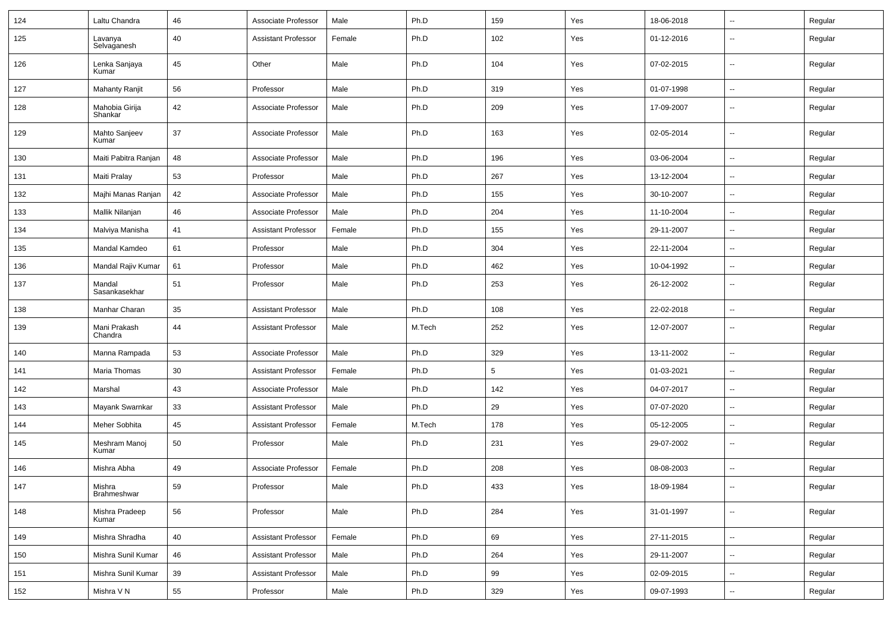| 124 | Laltu Chandra | 46 | Associate Professor | Male | Ph.D | 159 | Yes | 18-06-2018 | -- | Regular |
|---|---|---|---|---|---|---|---|---|---|---|
| 125 | Lavanya Selvaganesh | 40 | Assistant Professor | Female | Ph.D | 102 | Yes | 01-12-2016 | -- | Regular |
| 126 | Lenka Sanjaya Kumar | 45 | Other | Male | Ph.D | 104 | Yes | 07-02-2015 | -- | Regular |
| 127 | Mahanty Ranjit | 56 | Professor | Male | Ph.D | 319 | Yes | 01-07-1998 | -- | Regular |
| 128 | Mahobia Girija Shankar | 42 | Associate Professor | Male | Ph.D | 209 | Yes | 17-09-2007 | -- | Regular |
| 129 | Mahto Sanjeev Kumar | 37 | Associate Professor | Male | Ph.D | 163 | Yes | 02-05-2014 | -- | Regular |
| 130 | Maiti Pabitra Ranjan | 48 | Associate Professor | Male | Ph.D | 196 | Yes | 03-06-2004 | -- | Regular |
| 131 | Maiti Pralay | 53 | Professor | Male | Ph.D | 267 | Yes | 13-12-2004 | -- | Regular |
| 132 | Majhi Manas Ranjan | 42 | Associate Professor | Male | Ph.D | 155 | Yes | 30-10-2007 | -- | Regular |
| 133 | Mallik Nilanjan | 46 | Associate Professor | Male | Ph.D | 204 | Yes | 11-10-2004 | -- | Regular |
| 134 | Malviya Manisha | 41 | Assistant Professor | Female | Ph.D | 155 | Yes | 29-11-2007 | -- | Regular |
| 135 | Mandal Kamdeo | 61 | Professor | Male | Ph.D | 304 | Yes | 22-11-2004 | -- | Regular |
| 136 | Mandal Rajiv Kumar | 61 | Professor | Male | Ph.D | 462 | Yes | 10-04-1992 | -- | Regular |
| 137 | Mandal Sasankasekhar | 51 | Professor | Male | Ph.D | 253 | Yes | 26-12-2002 | -- | Regular |
| 138 | Manhar Charan | 35 | Assistant Professor | Male | Ph.D | 108 | Yes | 22-02-2018 | -- | Regular |
| 139 | Mani Prakash Chandra | 44 | Assistant Professor | Male | M.Tech | 252 | Yes | 12-07-2007 | -- | Regular |
| 140 | Manna Rampada | 53 | Associate Professor | Male | Ph.D | 329 | Yes | 13-11-2002 | -- | Regular |
| 141 | Maria Thomas | 30 | Assistant Professor | Female | Ph.D | 5 | Yes | 01-03-2021 | -- | Regular |
| 142 | Marshal | 43 | Associate Professor | Male | Ph.D | 142 | Yes | 04-07-2017 | -- | Regular |
| 143 | Mayank Swarnkar | 33 | Assistant Professor | Male | Ph.D | 29 | Yes | 07-07-2020 | -- | Regular |
| 144 | Meher Sobhita | 45 | Assistant Professor | Female | M.Tech | 178 | Yes | 05-12-2005 | -- | Regular |
| 145 | Meshram Manoj Kumar | 50 | Professor | Male | Ph.D | 231 | Yes | 29-07-2002 | -- | Regular |
| 146 | Mishra Abha | 49 | Associate Professor | Female | Ph.D | 208 | Yes | 08-08-2003 | -- | Regular |
| 147 | Mishra Brahmeshwar | 59 | Professor | Male | Ph.D | 433 | Yes | 18-09-1984 | -- | Regular |
| 148 | Mishra Pradeep Kumar | 56 | Professor | Male | Ph.D | 284 | Yes | 31-01-1997 | -- | Regular |
| 149 | Mishra Shradha | 40 | Assistant Professor | Female | Ph.D | 69 | Yes | 27-11-2015 | -- | Regular |
| 150 | Mishra Sunil Kumar | 46 | Assistant Professor | Male | Ph.D | 264 | Yes | 29-11-2007 | -- | Regular |
| 151 | Mishra Sunil Kumar | 39 | Assistant Professor | Male | Ph.D | 99 | Yes | 02-09-2015 | -- | Regular |
| 152 | Mishra V N | 55 | Professor | Male | Ph.D | 329 | Yes | 09-07-1993 | -- | Regular |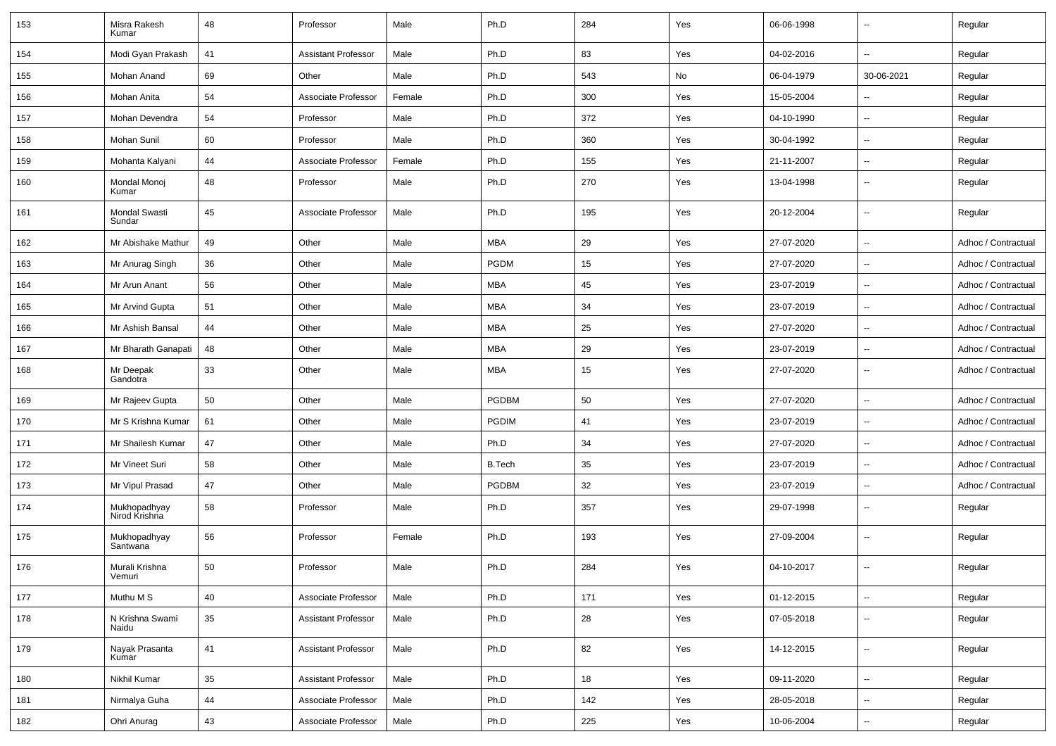| 153 | Misra Rakesh Kumar | 48 | Professor | Male | Ph.D | 284 | Yes | 06-06-1998 | -- | Regular |
|---|---|---|---|---|---|---|---|---|---|---|
| 154 | Modi Gyan Prakash | 41 | Assistant Professor | Male | Ph.D | 83 | Yes | 04-02-2016 | -- | Regular |
| 155 | Mohan Anand | 69 | Other | Male | Ph.D | 543 | No | 06-04-1979 | 30-06-2021 | Regular |
| 156 | Mohan Anita | 54 | Associate Professor | Female | Ph.D | 300 | Yes | 15-05-2004 | -- | Regular |
| 157 | Mohan Devendra | 54 | Professor | Male | Ph.D | 372 | Yes | 04-10-1990 | -- | Regular |
| 158 | Mohan Sunil | 60 | Professor | Male | Ph.D | 360 | Yes | 30-04-1992 | -- | Regular |
| 159 | Mohanta Kalyani | 44 | Associate Professor | Female | Ph.D | 155 | Yes | 21-11-2007 | -- | Regular |
| 160 | Mondal Monoj Kumar | 48 | Professor | Male | Ph.D | 270 | Yes | 13-04-1998 | -- | Regular |
| 161 | Mondal Swasti Sundar | 45 | Associate Professor | Male | Ph.D | 195 | Yes | 20-12-2004 | -- | Regular |
| 162 | Mr Abishake Mathur | 49 | Other | Male | MBA | 29 | Yes | 27-07-2020 | -- | Adhoc / Contractual |
| 163 | Mr Anurag Singh | 36 | Other | Male | PGDM | 15 | Yes | 27-07-2020 | -- | Adhoc / Contractual |
| 164 | Mr Arun Anant | 56 | Other | Male | MBA | 45 | Yes | 23-07-2019 | -- | Adhoc / Contractual |
| 165 | Mr Arvind Gupta | 51 | Other | Male | MBA | 34 | Yes | 23-07-2019 | -- | Adhoc / Contractual |
| 166 | Mr Ashish Bansal | 44 | Other | Male | MBA | 25 | Yes | 27-07-2020 | -- | Adhoc / Contractual |
| 167 | Mr Bharath Ganapati | 48 | Other | Male | MBA | 29 | Yes | 23-07-2019 | -- | Adhoc / Contractual |
| 168 | Mr Deepak Gandotra | 33 | Other | Male | MBA | 15 | Yes | 27-07-2020 | -- | Adhoc / Contractual |
| 169 | Mr Rajeev Gupta | 50 | Other | Male | PGDBM | 50 | Yes | 27-07-2020 | -- | Adhoc / Contractual |
| 170 | Mr S Krishna Kumar | 61 | Other | Male | PGDIM | 41 | Yes | 23-07-2019 | -- | Adhoc / Contractual |
| 171 | Mr Shailesh Kumar | 47 | Other | Male | Ph.D | 34 | Yes | 27-07-2020 | -- | Adhoc / Contractual |
| 172 | Mr Vineet Suri | 58 | Other | Male | B.Tech | 35 | Yes | 23-07-2019 | -- | Adhoc / Contractual |
| 173 | Mr Vipul Prasad | 47 | Other | Male | PGDBM | 32 | Yes | 23-07-2019 | -- | Adhoc / Contractual |
| 174 | Mukhopadhyay Nirod Krishna | 58 | Professor | Male | Ph.D | 357 | Yes | 29-07-1998 | -- | Regular |
| 175 | Mukhopadhyay Santwana | 56 | Professor | Female | Ph.D | 193 | Yes | 27-09-2004 | -- | Regular |
| 176 | Murali Krishna Vemuri | 50 | Professor | Male | Ph.D | 284 | Yes | 04-10-2017 | -- | Regular |
| 177 | Muthu M S | 40 | Associate Professor | Male | Ph.D | 171 | Yes | 01-12-2015 | -- | Regular |
| 178 | N Krishna Swami Naidu | 35 | Assistant Professor | Male | Ph.D | 28 | Yes | 07-05-2018 | -- | Regular |
| 179 | Nayak Prasanta Kumar | 41 | Assistant Professor | Male | Ph.D | 82 | Yes | 14-12-2015 | -- | Regular |
| 180 | Nikhil Kumar | 35 | Assistant Professor | Male | Ph.D | 18 | Yes | 09-11-2020 | -- | Regular |
| 181 | Nirmalya Guha | 44 | Associate Professor | Male | Ph.D | 142 | Yes | 28-05-2018 | -- | Regular |
| 182 | Ohri Anurag | 43 | Associate Professor | Male | Ph.D | 225 | Yes | 10-06-2004 | -- | Regular |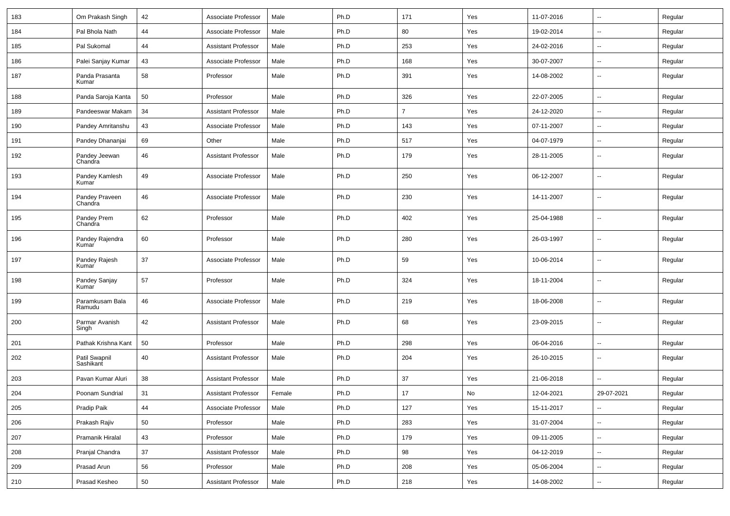| 183 | Om Prakash Singh | 42 | Associate Professor | Male | Ph.D | 171 | Yes | 11-07-2016 | -- | Regular |
|---|---|---|---|---|---|---|---|---|---|---|
| 184 | Pal Bhola Nath | 44 | Associate Professor | Male | Ph.D | 80 | Yes | 19-02-2014 | -- | Regular |
| 185 | Pal Sukomal | 44 | Assistant Professor | Male | Ph.D | 253 | Yes | 24-02-2016 | -- | Regular |
| 186 | Palei Sanjay Kumar | 43 | Associate Professor | Male | Ph.D | 168 | Yes | 30-07-2007 | -- | Regular |
| 187 | Panda Prasanta Kumar | 58 | Professor | Male | Ph.D | 391 | Yes | 14-08-2002 | -- | Regular |
| 188 | Panda Saroja Kanta | 50 | Professor | Male | Ph.D | 326 | Yes | 22-07-2005 | -- | Regular |
| 189 | Pandeeswar Makam | 34 | Assistant Professor | Male | Ph.D | 7 | Yes | 24-12-2020 | -- | Regular |
| 190 | Pandey Amritanshu | 43 | Associate Professor | Male | Ph.D | 143 | Yes | 07-11-2007 | -- | Regular |
| 191 | Pandey Dhananjai | 69 | Other | Male | Ph.D | 517 | Yes | 04-07-1979 | -- | Regular |
| 192 | Pandey Jeewan Chandra | 46 | Assistant Professor | Male | Ph.D | 179 | Yes | 28-11-2005 | -- | Regular |
| 193 | Pandey Kamlesh Kumar | 49 | Associate Professor | Male | Ph.D | 250 | Yes | 06-12-2007 | -- | Regular |
| 194 | Pandey Praveen Chandra | 46 | Associate Professor | Male | Ph.D | 230 | Yes | 14-11-2007 | -- | Regular |
| 195 | Pandey Prem Chandra | 62 | Professor | Male | Ph.D | 402 | Yes | 25-04-1988 | -- | Regular |
| 196 | Pandey Rajendra Kumar | 60 | Professor | Male | Ph.D | 280 | Yes | 26-03-1997 | -- | Regular |
| 197 | Pandey Rajesh Kumar | 37 | Associate Professor | Male | Ph.D | 59 | Yes | 10-06-2014 | -- | Regular |
| 198 | Pandey Sanjay Kumar | 57 | Professor | Male | Ph.D | 324 | Yes | 18-11-2004 | -- | Regular |
| 199 | Paramkusam Bala Ramudu | 46 | Associate Professor | Male | Ph.D | 219 | Yes | 18-06-2008 | -- | Regular |
| 200 | Parmar Avanish Singh | 42 | Assistant Professor | Male | Ph.D | 68 | Yes | 23-09-2015 | -- | Regular |
| 201 | Pathak Krishna Kant | 50 | Professor | Male | Ph.D | 298 | Yes | 06-04-2016 | -- | Regular |
| 202 | Patil Swapnil Sashikant | 40 | Assistant Professor | Male | Ph.D | 204 | Yes | 26-10-2015 | -- | Regular |
| 203 | Pavan Kumar Aluri | 38 | Assistant Professor | Male | Ph.D | 37 | Yes | 21-06-2018 | -- | Regular |
| 204 | Poonam Sundrial | 31 | Assistant Professor | Female | Ph.D | 17 | No | 12-04-2021 | 29-07-2021 | Regular |
| 205 | Pradip Paik | 44 | Associate Professor | Male | Ph.D | 127 | Yes | 15-11-2017 | -- | Regular |
| 206 | Prakash Rajiv | 50 | Professor | Male | Ph.D | 283 | Yes | 31-07-2004 | -- | Regular |
| 207 | Pramanik Hiralal | 43 | Professor | Male | Ph.D | 179 | Yes | 09-11-2005 | -- | Regular |
| 208 | Pranjal Chandra | 37 | Assistant Professor | Male | Ph.D | 98 | Yes | 04-12-2019 | -- | Regular |
| 209 | Prasad Arun | 56 | Professor | Male | Ph.D | 208 | Yes | 05-06-2004 | -- | Regular |
| 210 | Prasad Kesheo | 50 | Assistant Professor | Male | Ph.D | 218 | Yes | 14-08-2002 | -- | Regular |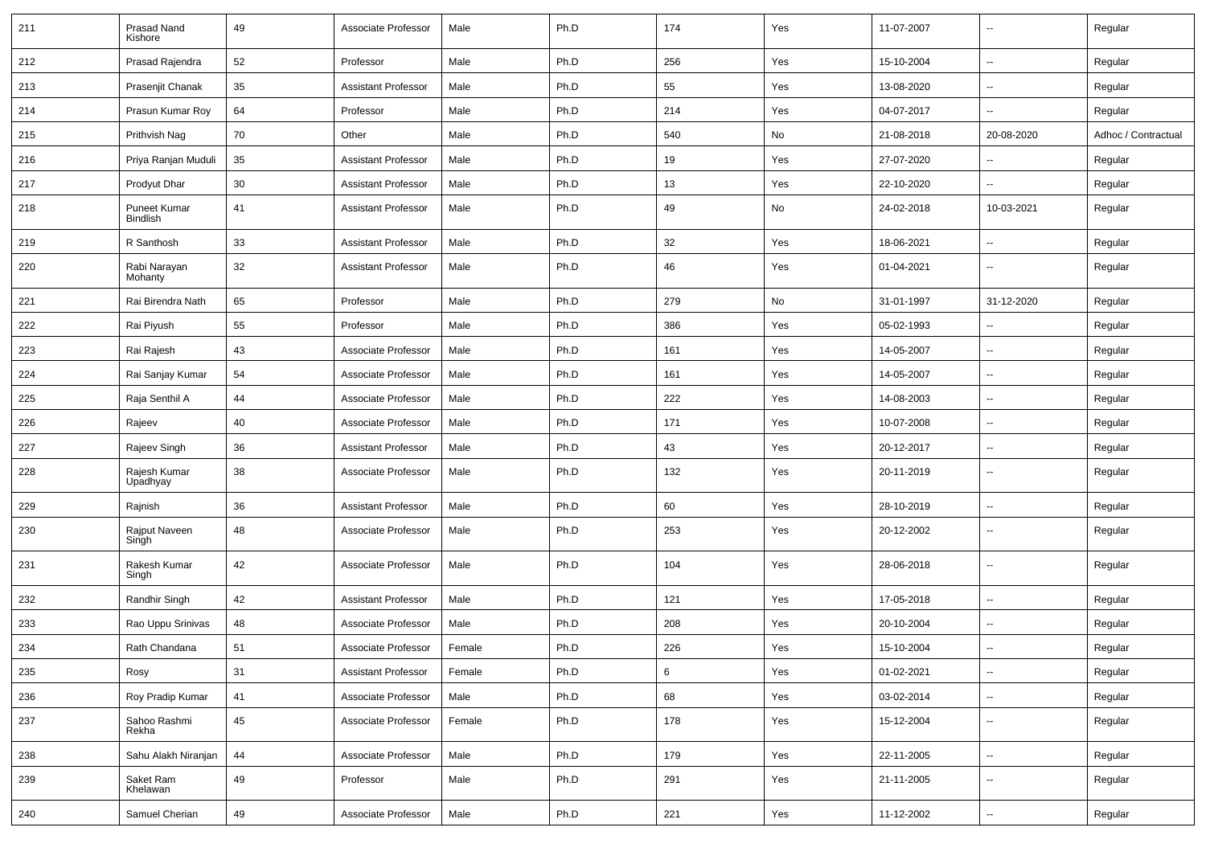| 211 | Prasad Nand Kishore | 49 | Associate Professor | Male | Ph.D | 174 | Yes | 11-07-2007 | -- | Regular |
|---|---|---|---|---|---|---|---|---|---|---|
| 212 | Prasad Rajendra | 52 | Professor | Male | Ph.D | 256 | Yes | 15-10-2004 | -- | Regular |
| 213 | Prasenjit Chanak | 35 | Assistant Professor | Male | Ph.D | 55 | Yes | 13-08-2020 | -- | Regular |
| 214 | Prasun Kumar Roy | 64 | Professor | Male | Ph.D | 214 | Yes | 04-07-2017 | -- | Regular |
| 215 | Prithvish Nag | 70 | Other | Male | Ph.D | 540 | No | 21-08-2018 | 20-08-2020 | Adhoc / Contractual |
| 216 | Priya Ranjan Muduli | 35 | Assistant Professor | Male | Ph.D | 19 | Yes | 27-07-2020 | -- | Regular |
| 217 | Prodyut Dhar | 30 | Assistant Professor | Male | Ph.D | 13 | Yes | 22-10-2020 | -- | Regular |
| 218 | Puneet Kumar Bindlish | 41 | Assistant Professor | Male | Ph.D | 49 | No | 24-02-2018 | 10-03-2021 | Regular |
| 219 | R Santhosh | 33 | Assistant Professor | Male | Ph.D | 32 | Yes | 18-06-2021 | -- | Regular |
| 220 | Rabi Narayan Mohanty | 32 | Assistant Professor | Male | Ph.D | 46 | Yes | 01-04-2021 | -- | Regular |
| 221 | Rai Birendra Nath | 65 | Professor | Male | Ph.D | 279 | No | 31-01-1997 | 31-12-2020 | Regular |
| 222 | Rai Piyush | 55 | Professor | Male | Ph.D | 386 | Yes | 05-02-1993 | -- | Regular |
| 223 | Rai Rajesh | 43 | Associate Professor | Male | Ph.D | 161 | Yes | 14-05-2007 | -- | Regular |
| 224 | Rai Sanjay Kumar | 54 | Associate Professor | Male | Ph.D | 161 | Yes | 14-05-2007 | -- | Regular |
| 225 | Raja Senthil A | 44 | Associate Professor | Male | Ph.D | 222 | Yes | 14-08-2003 | -- | Regular |
| 226 | Rajeev | 40 | Associate Professor | Male | Ph.D | 171 | Yes | 10-07-2008 | -- | Regular |
| 227 | Rajeev Singh | 36 | Assistant Professor | Male | Ph.D | 43 | Yes | 20-12-2017 | -- | Regular |
| 228 | Rajesh Kumar Upadhyay | 38 | Associate Professor | Male | Ph.D | 132 | Yes | 20-11-2019 | -- | Regular |
| 229 | Rajnish | 36 | Assistant Professor | Male | Ph.D | 60 | Yes | 28-10-2019 | -- | Regular |
| 230 | Rajput Naveen Singh | 48 | Associate Professor | Male | Ph.D | 253 | Yes | 20-12-2002 | -- | Regular |
| 231 | Rakesh Kumar Singh | 42 | Associate Professor | Male | Ph.D | 104 | Yes | 28-06-2018 | -- | Regular |
| 232 | Randhir Singh | 42 | Assistant Professor | Male | Ph.D | 121 | Yes | 17-05-2018 | -- | Regular |
| 233 | Rao Uppu Srinivas | 48 | Associate Professor | Male | Ph.D | 208 | Yes | 20-10-2004 | -- | Regular |
| 234 | Rath Chandana | 51 | Associate Professor | Female | Ph.D | 226 | Yes | 15-10-2004 | -- | Regular |
| 235 | Rosy | 31 | Assistant Professor | Female | Ph.D | 6 | Yes | 01-02-2021 | -- | Regular |
| 236 | Roy Pradip Kumar | 41 | Associate Professor | Male | Ph.D | 68 | Yes | 03-02-2014 | -- | Regular |
| 237 | Sahoo Rashmi Rekha | 45 | Associate Professor | Female | Ph.D | 178 | Yes | 15-12-2004 | -- | Regular |
| 238 | Sahu Alakh Niranjan | 44 | Associate Professor | Male | Ph.D | 179 | Yes | 22-11-2005 | -- | Regular |
| 239 | Saket Ram Khelawan | 49 | Professor | Male | Ph.D | 291 | Yes | 21-11-2005 | -- | Regular |
| 240 | Samuel Cherian | 49 | Associate Professor | Male | Ph.D | 221 | Yes | 11-12-2002 | -- | Regular |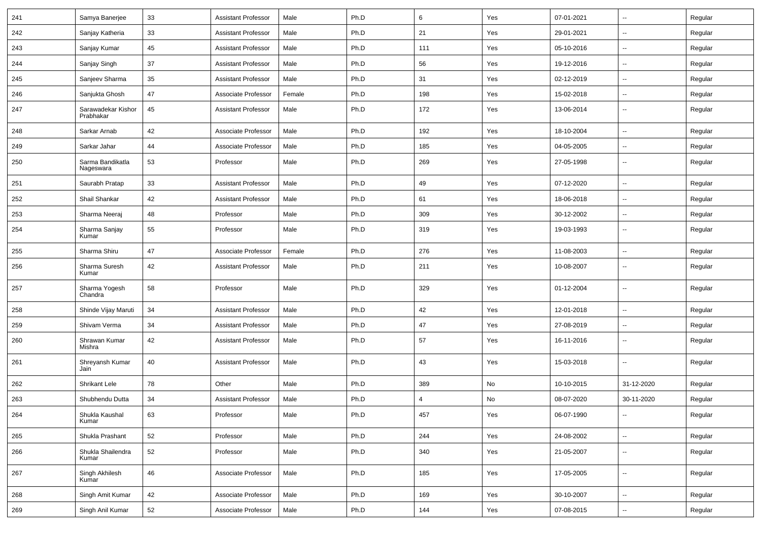| 241 | Samya Banerjee | 33 | Assistant Professor | Male | Ph.D | 6 | Yes | 07-01-2021 | -- | Regular |
|---|---|---|---|---|---|---|---|---|---|---|
| 242 | Sanjay Katheria | 33 | Assistant Professor | Male | Ph.D | 21 | Yes | 29-01-2021 | -- | Regular |
| 243 | Sanjay Kumar | 45 | Assistant Professor | Male | Ph.D | 111 | Yes | 05-10-2016 | -- | Regular |
| 244 | Sanjay Singh | 37 | Assistant Professor | Male | Ph.D | 56 | Yes | 19-12-2016 | -- | Regular |
| 245 | Sanjeev Sharma | 35 | Assistant Professor | Male | Ph.D | 31 | Yes | 02-12-2019 | -- | Regular |
| 246 | Sanjukta Ghosh | 47 | Associate Professor | Female | Ph.D | 198 | Yes | 15-02-2018 | -- | Regular |
| 247 | Sarawadekar Kishor Prabhakar | 45 | Assistant Professor | Male | Ph.D | 172 | Yes | 13-06-2014 | -- | Regular |
| 248 | Sarkar Arnab | 42 | Associate Professor | Male | Ph.D | 192 | Yes | 18-10-2004 | -- | Regular |
| 249 | Sarkar Jahar | 44 | Associate Professor | Male | Ph.D | 185 | Yes | 04-05-2005 | -- | Regular |
| 250 | Sarma Bandikatla Nageswara | 53 | Professor | Male | Ph.D | 269 | Yes | 27-05-1998 | -- | Regular |
| 251 | Saurabh Pratap | 33 | Assistant Professor | Male | Ph.D | 49 | Yes | 07-12-2020 | -- | Regular |
| 252 | Shail Shankar | 42 | Assistant Professor | Male | Ph.D | 61 | Yes | 18-06-2018 | -- | Regular |
| 253 | Sharma Neeraj | 48 | Professor | Male | Ph.D | 309 | Yes | 30-12-2002 | -- | Regular |
| 254 | Sharma Sanjay Kumar | 55 | Professor | Male | Ph.D | 319 | Yes | 19-03-1993 | -- | Regular |
| 255 | Sharma Shiru | 47 | Associate Professor | Female | Ph.D | 276 | Yes | 11-08-2003 | -- | Regular |
| 256 | Sharma Suresh Kumar | 42 | Assistant Professor | Male | Ph.D | 211 | Yes | 10-08-2007 | -- | Regular |
| 257 | Sharma Yogesh Chandra | 58 | Professor | Male | Ph.D | 329 | Yes | 01-12-2004 | -- | Regular |
| 258 | Shinde Vijay Maruti | 34 | Assistant Professor | Male | Ph.D | 42 | Yes | 12-01-2018 | -- | Regular |
| 259 | Shivam Verma | 34 | Assistant Professor | Male | Ph.D | 47 | Yes | 27-08-2019 | -- | Regular |
| 260 | Shrawan Kumar Mishra | 42 | Assistant Professor | Male | Ph.D | 57 | Yes | 16-11-2016 | -- | Regular |
| 261 | Shreyansh Kumar Jain | 40 | Assistant Professor | Male | Ph.D | 43 | Yes | 15-03-2018 | -- | Regular |
| 262 | Shrikant Lele | 78 | Other | Male | Ph.D | 389 | No | 10-10-2015 | 31-12-2020 | Regular |
| 263 | Shubhendu Dutta | 34 | Assistant Professor | Male | Ph.D | 4 | No | 08-07-2020 | 30-11-2020 | Regular |
| 264 | Shukla Kaushal Kumar | 63 | Professor | Male | Ph.D | 457 | Yes | 06-07-1990 | -- | Regular |
| 265 | Shukla Prashant | 52 | Professor | Male | Ph.D | 244 | Yes | 24-08-2002 | -- | Regular |
| 266 | Shukla Shailendra Kumar | 52 | Professor | Male | Ph.D | 340 | Yes | 21-05-2007 | -- | Regular |
| 267 | Singh Akhilesh Kumar | 46 | Associate Professor | Male | Ph.D | 185 | Yes | 17-05-2005 | -- | Regular |
| 268 | Singh Amit Kumar | 42 | Associate Professor | Male | Ph.D | 169 | Yes | 30-10-2007 | -- | Regular |
| 269 | Singh Anil Kumar | 52 | Associate Professor | Male | Ph.D | 144 | Yes | 07-08-2015 | -- | Regular |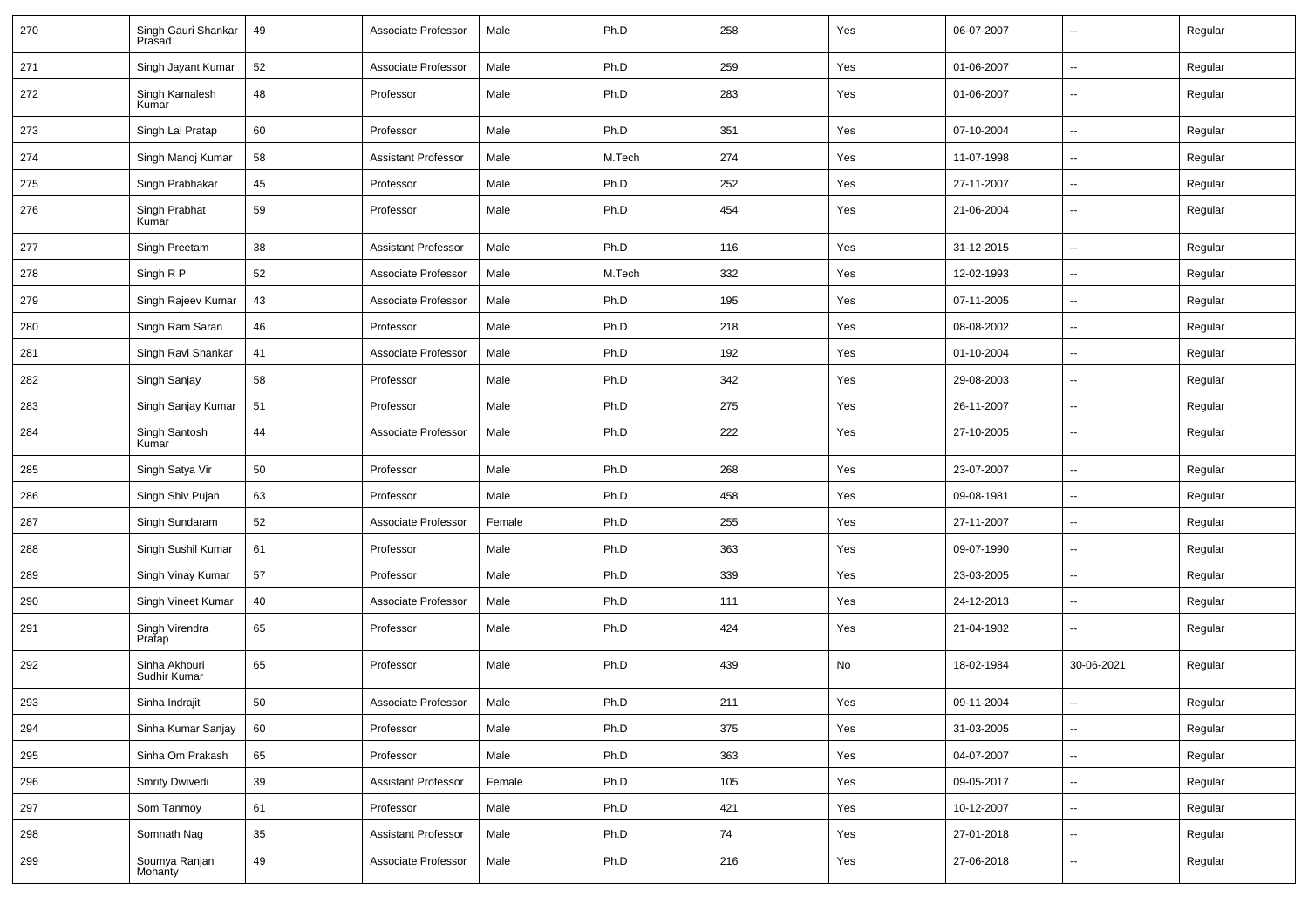| 270 | Singh Gauri Shankar Prasad | 49 | Associate Professor | Male | Ph.D | 258 | Yes | 06-07-2007 | -- | Regular |
|---|---|---|---|---|---|---|---|---|---|---|
| 271 | Singh Jayant Kumar | 52 | Associate Professor | Male | Ph.D | 259 | Yes | 01-06-2007 | -- | Regular |
| 272 | Singh Kamalesh Kumar | 48 | Professor | Male | Ph.D | 283 | Yes | 01-06-2007 | -- | Regular |
| 273 | Singh Lal Pratap | 60 | Professor | Male | Ph.D | 351 | Yes | 07-10-2004 | -- | Regular |
| 274 | Singh Manoj Kumar | 58 | Assistant Professor | Male | M.Tech | 274 | Yes | 11-07-1998 | -- | Regular |
| 275 | Singh Prabhakar | 45 | Professor | Male | Ph.D | 252 | Yes | 27-11-2007 | -- | Regular |
| 276 | Singh Prabhat Kumar | 59 | Professor | Male | Ph.D | 454 | Yes | 21-06-2004 | -- | Regular |
| 277 | Singh Preetam | 38 | Assistant Professor | Male | Ph.D | 116 | Yes | 31-12-2015 | -- | Regular |
| 278 | Singh R P | 52 | Associate Professor | Male | M.Tech | 332 | Yes | 12-02-1993 | -- | Regular |
| 279 | Singh Rajeev Kumar | 43 | Associate Professor | Male | Ph.D | 195 | Yes | 07-11-2005 | -- | Regular |
| 280 | Singh Ram Saran | 46 | Professor | Male | Ph.D | 218 | Yes | 08-08-2002 | -- | Regular |
| 281 | Singh Ravi Shankar | 41 | Associate Professor | Male | Ph.D | 192 | Yes | 01-10-2004 | -- | Regular |
| 282 | Singh Sanjay | 58 | Professor | Male | Ph.D | 342 | Yes | 29-08-2003 | -- | Regular |
| 283 | Singh Sanjay Kumar | 51 | Professor | Male | Ph.D | 275 | Yes | 26-11-2007 | -- | Regular |
| 284 | Singh Santosh Kumar | 44 | Associate Professor | Male | Ph.D | 222 | Yes | 27-10-2005 | -- | Regular |
| 285 | Singh Satya Vir | 50 | Professor | Male | Ph.D | 268 | Yes | 23-07-2007 | -- | Regular |
| 286 | Singh Shiv Pujan | 63 | Professor | Male | Ph.D | 458 | Yes | 09-08-1981 | -- | Regular |
| 287 | Singh Sundaram | 52 | Associate Professor | Female | Ph.D | 255 | Yes | 27-11-2007 | -- | Regular |
| 288 | Singh Sushil Kumar | 61 | Professor | Male | Ph.D | 363 | Yes | 09-07-1990 | -- | Regular |
| 289 | Singh Vinay Kumar | 57 | Professor | Male | Ph.D | 339 | Yes | 23-03-2005 | -- | Regular |
| 290 | Singh Vineet Kumar | 40 | Associate Professor | Male | Ph.D | 111 | Yes | 24-12-2013 | -- | Regular |
| 291 | Singh Virendra Pratap | 65 | Professor | Male | Ph.D | 424 | Yes | 21-04-1982 | -- | Regular |
| 292 | Sinha Akhouri Sudhir Kumar | 65 | Professor | Male | Ph.D | 439 | No | 18-02-1984 | 30-06-2021 | Regular |
| 293 | Sinha Indrajit | 50 | Associate Professor | Male | Ph.D | 211 | Yes | 09-11-2004 | -- | Regular |
| 294 | Sinha Kumar Sanjay | 60 | Professor | Male | Ph.D | 375 | Yes | 31-03-2005 | -- | Regular |
| 295 | Sinha Om Prakash | 65 | Professor | Male | Ph.D | 363 | Yes | 04-07-2007 | -- | Regular |
| 296 | Smrity Dwivedi | 39 | Assistant Professor | Female | Ph.D | 105 | Yes | 09-05-2017 | -- | Regular |
| 297 | Som Tanmoy | 61 | Professor | Male | Ph.D | 421 | Yes | 10-12-2007 | -- | Regular |
| 298 | Somnath Nag | 35 | Assistant Professor | Male | Ph.D | 74 | Yes | 27-01-2018 | -- | Regular |
| 299 | Soumya Ranjan Mohanty | 49 | Associate Professor | Male | Ph.D | 216 | Yes | 27-06-2018 | -- | Regular |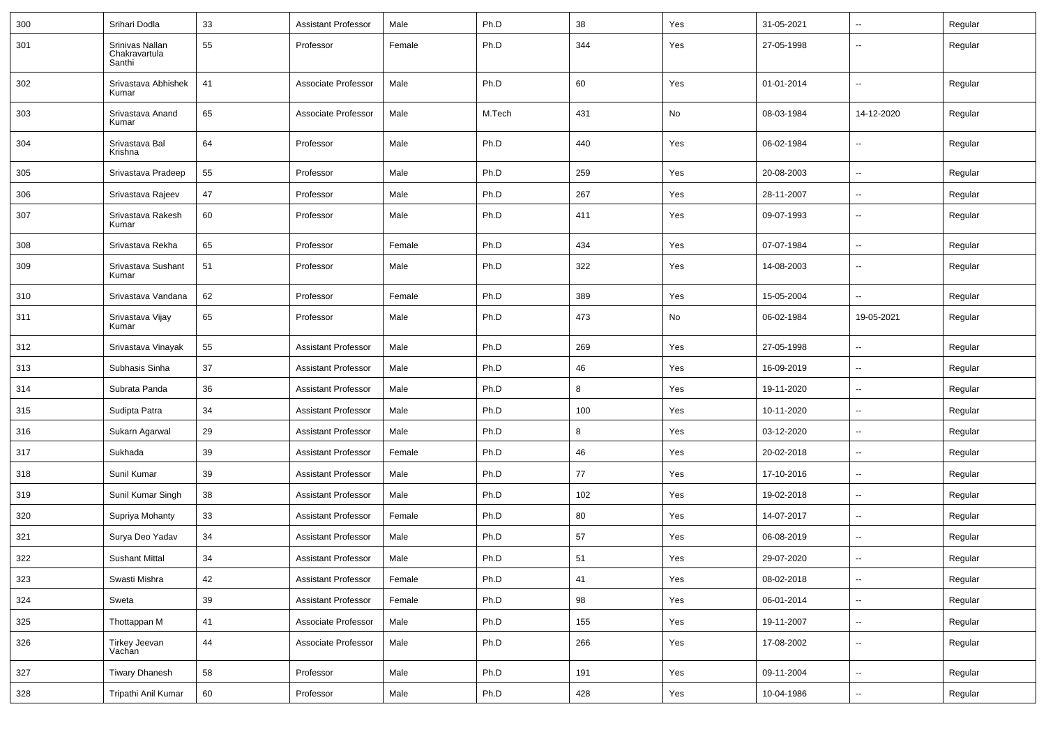| 300 | Srihari Dodla | 33 | Assistant Professor | Male | Ph.D | 38 | Yes | 31-05-2021 | -- | Regular |
|---|---|---|---|---|---|---|---|---|---|---|
| 301 | Srinivas Nallan Chakravartula Santhi | 55 | Professor | Female | Ph.D | 344 | Yes | 27-05-1998 | -- | Regular |
| 302 | Srivastava Abhishek Kumar | 41 | Associate Professor | Male | Ph.D | 60 | Yes | 01-01-2014 | -- | Regular |
| 303 | Srivastava Anand Kumar | 65 | Associate Professor | Male | M.Tech | 431 | No | 08-03-1984 | 14-12-2020 | Regular |
| 304 | Srivastava Bal Krishna | 64 | Professor | Male | Ph.D | 440 | Yes | 06-02-1984 | -- | Regular |
| 305 | Srivastava Pradeep | 55 | Professor | Male | Ph.D | 259 | Yes | 20-08-2003 | -- | Regular |
| 306 | Srivastava Rajeev | 47 | Professor | Male | Ph.D | 267 | Yes | 28-11-2007 | -- | Regular |
| 307 | Srivastava Rakesh Kumar | 60 | Professor | Male | Ph.D | 411 | Yes | 09-07-1993 | -- | Regular |
| 308 | Srivastava Rekha | 65 | Professor | Female | Ph.D | 434 | Yes | 07-07-1984 | -- | Regular |
| 309 | Srivastava Sushant Kumar | 51 | Professor | Male | Ph.D | 322 | Yes | 14-08-2003 | -- | Regular |
| 310 | Srivastava Vandana | 62 | Professor | Female | Ph.D | 389 | Yes | 15-05-2004 | -- | Regular |
| 311 | Srivastava Vijay Kumar | 65 | Professor | Male | Ph.D | 473 | No | 06-02-1984 | 19-05-2021 | Regular |
| 312 | Srivastava Vinayak | 55 | Assistant Professor | Male | Ph.D | 269 | Yes | 27-05-1998 | -- | Regular |
| 313 | Subhasis Sinha | 37 | Assistant Professor | Male | Ph.D | 46 | Yes | 16-09-2019 | -- | Regular |
| 314 | Subrata Panda | 36 | Assistant Professor | Male | Ph.D | 8 | Yes | 19-11-2020 | -- | Regular |
| 315 | Sudipta Patra | 34 | Assistant Professor | Male | Ph.D | 100 | Yes | 10-11-2020 | -- | Regular |
| 316 | Sukarn Agarwal | 29 | Assistant Professor | Male | Ph.D | 8 | Yes | 03-12-2020 | -- | Regular |
| 317 | Sukhada | 39 | Assistant Professor | Female | Ph.D | 46 | Yes | 20-02-2018 | -- | Regular |
| 318 | Sunil Kumar | 39 | Assistant Professor | Male | Ph.D | 77 | Yes | 17-10-2016 | -- | Regular |
| 319 | Sunil Kumar Singh | 38 | Assistant Professor | Male | Ph.D | 102 | Yes | 19-02-2018 | -- | Regular |
| 320 | Supriya Mohanty | 33 | Assistant Professor | Female | Ph.D | 80 | Yes | 14-07-2017 | -- | Regular |
| 321 | Surya Deo Yadav | 34 | Assistant Professor | Male | Ph.D | 57 | Yes | 06-08-2019 | -- | Regular |
| 322 | Sushant Mittal | 34 | Assistant Professor | Male | Ph.D | 51 | Yes | 29-07-2020 | -- | Regular |
| 323 | Swasti Mishra | 42 | Assistant Professor | Female | Ph.D | 41 | Yes | 08-02-2018 | -- | Regular |
| 324 | Sweta | 39 | Assistant Professor | Female | Ph.D | 98 | Yes | 06-01-2014 | -- | Regular |
| 325 | Thottappan M | 41 | Associate Professor | Male | Ph.D | 155 | Yes | 19-11-2007 | -- | Regular |
| 326 | Tirkey Jeevan Vachan | 44 | Associate Professor | Male | Ph.D | 266 | Yes | 17-08-2002 | -- | Regular |
| 327 | Tiwary Dhanesh | 58 | Professor | Male | Ph.D | 191 | Yes | 09-11-2004 | -- | Regular |
| 328 | Tripathi Anil Kumar | 60 | Professor | Male | Ph.D | 428 | Yes | 10-04-1986 | -- | Regular |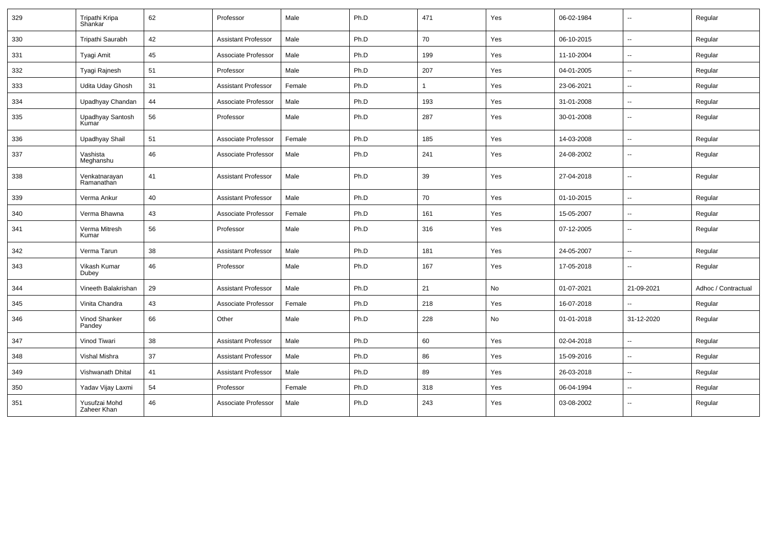| | | | | | | | | | | |
|---|---|---|---|---|---|---|---|---|---|---|
| 329 | Tripathi Kripa Shankar | 62 | Professor | Male | Ph.D | 471 | Yes | 06-02-1984 | -- | Regular |
| 330 | Tripathi Saurabh | 42 | Assistant Professor | Male | Ph.D | 70 | Yes | 06-10-2015 | -- | Regular |
| 331 | Tyagi Amit | 45 | Associate Professor | Male | Ph.D | 199 | Yes | 11-10-2004 | -- | Regular |
| 332 | Tyagi Rajnesh | 51 | Professor | Male | Ph.D | 207 | Yes | 04-01-2005 | -- | Regular |
| 333 | Udita Uday Ghosh | 31 | Assistant Professor | Female | Ph.D | 1 | Yes | 23-06-2021 | -- | Regular |
| 334 | Upadhyay Chandan | 44 | Associate Professor | Male | Ph.D | 193 | Yes | 31-01-2008 | -- | Regular |
| 335 | Upadhyay Santosh Kumar | 56 | Professor | Male | Ph.D | 287 | Yes | 30-01-2008 | -- | Regular |
| 336 | Upadhyay Shail | 51 | Associate Professor | Female | Ph.D | 185 | Yes | 14-03-2008 | -- | Regular |
| 337 | Vashista Meghanshu | 46 | Associate Professor | Male | Ph.D | 241 | Yes | 24-08-2002 | -- | Regular |
| 338 | Venkatnarayan Ramanathan | 41 | Assistant Professor | Male | Ph.D | 39 | Yes | 27-04-2018 | -- | Regular |
| 339 | Verma Ankur | 40 | Assistant Professor | Male | Ph.D | 70 | Yes | 01-10-2015 | -- | Regular |
| 340 | Verma Bhawna | 43 | Associate Professor | Female | Ph.D | 161 | Yes | 15-05-2007 | -- | Regular |
| 341 | Verma Mitresh Kumar | 56 | Professor | Male | Ph.D | 316 | Yes | 07-12-2005 | -- | Regular |
| 342 | Verma Tarun | 38 | Assistant Professor | Male | Ph.D | 181 | Yes | 24-05-2007 | -- | Regular |
| 343 | Vikash Kumar Dubey | 46 | Professor | Male | Ph.D | 167 | Yes | 17-05-2018 | -- | Regular |
| 344 | Vineeth Balakrishan | 29 | Assistant Professor | Male | Ph.D | 21 | No | 01-07-2021 | 21-09-2021 | Adhoc / Contractual |
| 345 | Vinita Chandra | 43 | Associate Professor | Female | Ph.D | 218 | Yes | 16-07-2018 | -- | Regular |
| 346 | Vinod Shanker Pandey | 66 | Other | Male | Ph.D | 228 | No | 01-01-2018 | 31-12-2020 | Regular |
| 347 | Vinod Tiwari | 38 | Assistant Professor | Male | Ph.D | 60 | Yes | 02-04-2018 | -- | Regular |
| 348 | Vishal Mishra | 37 | Assistant Professor | Male | Ph.D | 86 | Yes | 15-09-2016 | -- | Regular |
| 349 | Vishwanath Dhital | 41 | Assistant Professor | Male | Ph.D | 89 | Yes | 26-03-2018 | -- | Regular |
| 350 | Yadav Vijay Laxmi | 54 | Professor | Female | Ph.D | 318 | Yes | 06-04-1994 | -- | Regular |
| 351 | Yusufzai Mohd Zaheer Khan | 46 | Associate Professor | Male | Ph.D | 243 | Yes | 03-08-2002 | -- | Regular |